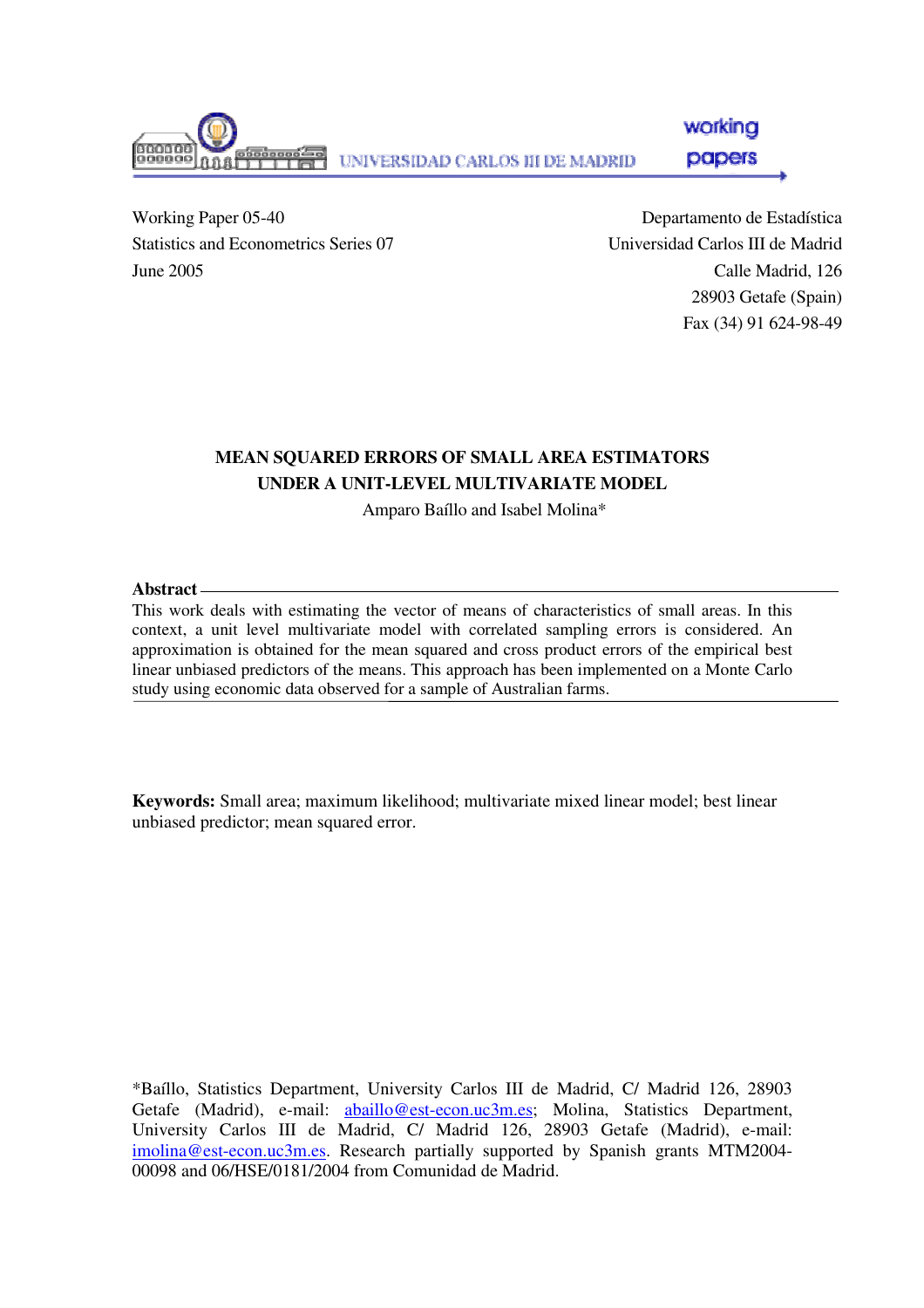UNIVERSIDAD CARLOS III DE MADRID

working papers

Working Paper 05-40
Statistics and Econometrics Series 07
June 2005

Departamento de Estadística
Universidad Carlos III de Madrid
Calle Madrid, 126
28903 Getafe (Spain)
Fax (34) 91 624-98-49

# MEAN SQUARED ERRORS OF SMALL AREA ESTIMATORS UNDER A UNIT-LEVEL MULTIVARIATE MODEL

Amparo Baíllo and Isabel Molina*

**Abstract**

This work deals with estimating the vector of means of characteristics of small areas. In this context, a unit level multivariate model with correlated sampling errors is considered. An approximation is obtained for the mean squared and cross product errors of the empirical best linear unbiased predictors of the means. This approach has been implemented on a Monte Carlo study using economic data observed for a sample of Australian farms.

**Keywords:** Small area; maximum likelihood; multivariate mixed linear model; best linear unbiased predictor; mean squared error.

*Baíllo, Statistics Department, University Carlos III de Madrid, C/ Madrid 126, 28903 Getafe (Madrid), e-mail: abaillo@est-econ.uc3m.es; Molina, Statistics Department, University Carlos III de Madrid, C/ Madrid 126, 28903 Getafe (Madrid), e-mail: imolina@est-econ.uc3m.es. Research partially supported by Spanish grants MTM2004-00098 and 06/HSE/0181/2004 from Comunidad de Madrid.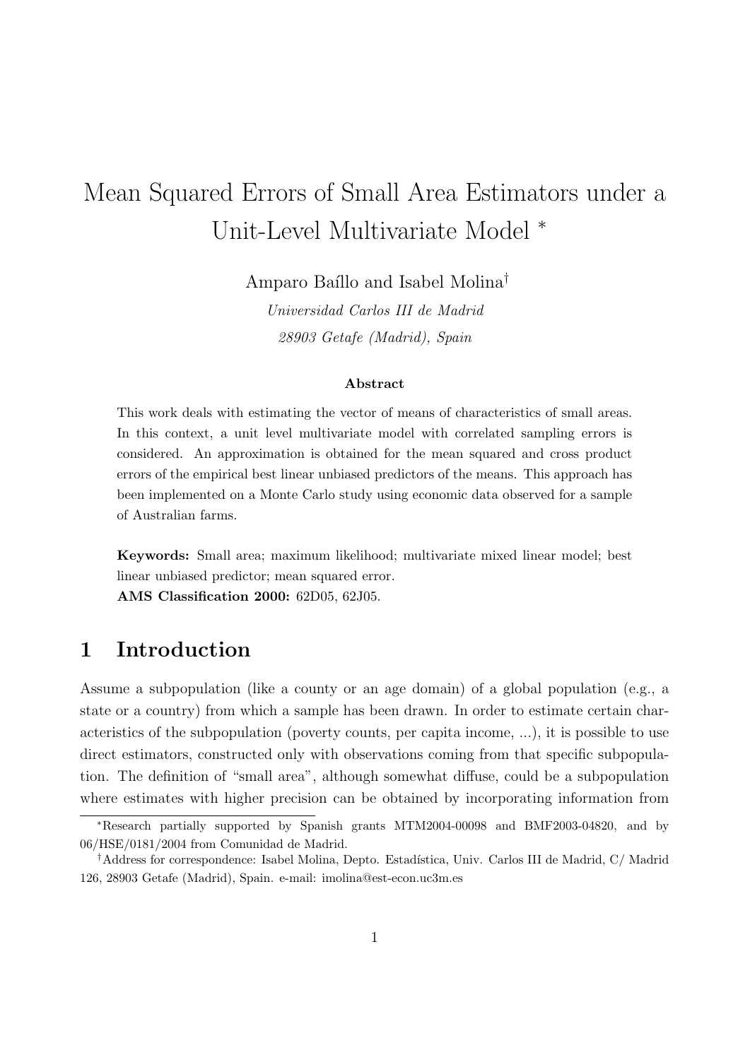# Mean Squared Errors of Small Area Estimators under a Unit-Level Multivariate Model *

Amparo Baíllo and Isabel Molina[†]

*Universidad Carlos III de Madrid*

*28903 Getafe (Madrid), Spain*

**Abstract**

This work deals with estimating the vector of means of characteristics of small areas. In this context, a unit level multivariate model with correlated sampling errors is considered. An approximation is obtained for the mean squared and cross product errors of the empirical best linear unbiased predictors of the means. This approach has been implemented on a Monte Carlo study using economic data observed for a sample of Australian farms.

**Keywords:** Small area; maximum likelihood; multivariate mixed linear model; best linear unbiased predictor; mean squared error.

**AMS Classification 2000:** 62D05, 62J05.

## 1 Introduction

Assume a subpopulation (like a county or an age domain) of a global population (e.g., a state or a country) from which a sample has been drawn. In order to estimate certain characteristics of the subpopulation (poverty counts, per capita income, ...), it is possible to use direct estimators, constructed only with observations coming from that specific subpopulation. The definition of "small area", although somewhat diffuse, could be a subpopulation where estimates with higher precision can be obtained by incorporating information from

---

*Research partially supported by Spanish grants MTM2004-00098 and BMF2003-04820, and by 06/HSE/0181/2004 from Comunidad de Madrid.

[†]Address for correspondence: Isabel Molina, Depto. Estadística, Univ. Carlos III de Madrid, C/ Madrid 126, 28903 Getafe (Madrid), Spain. e-mail: imolina@est-econ.uc3m.es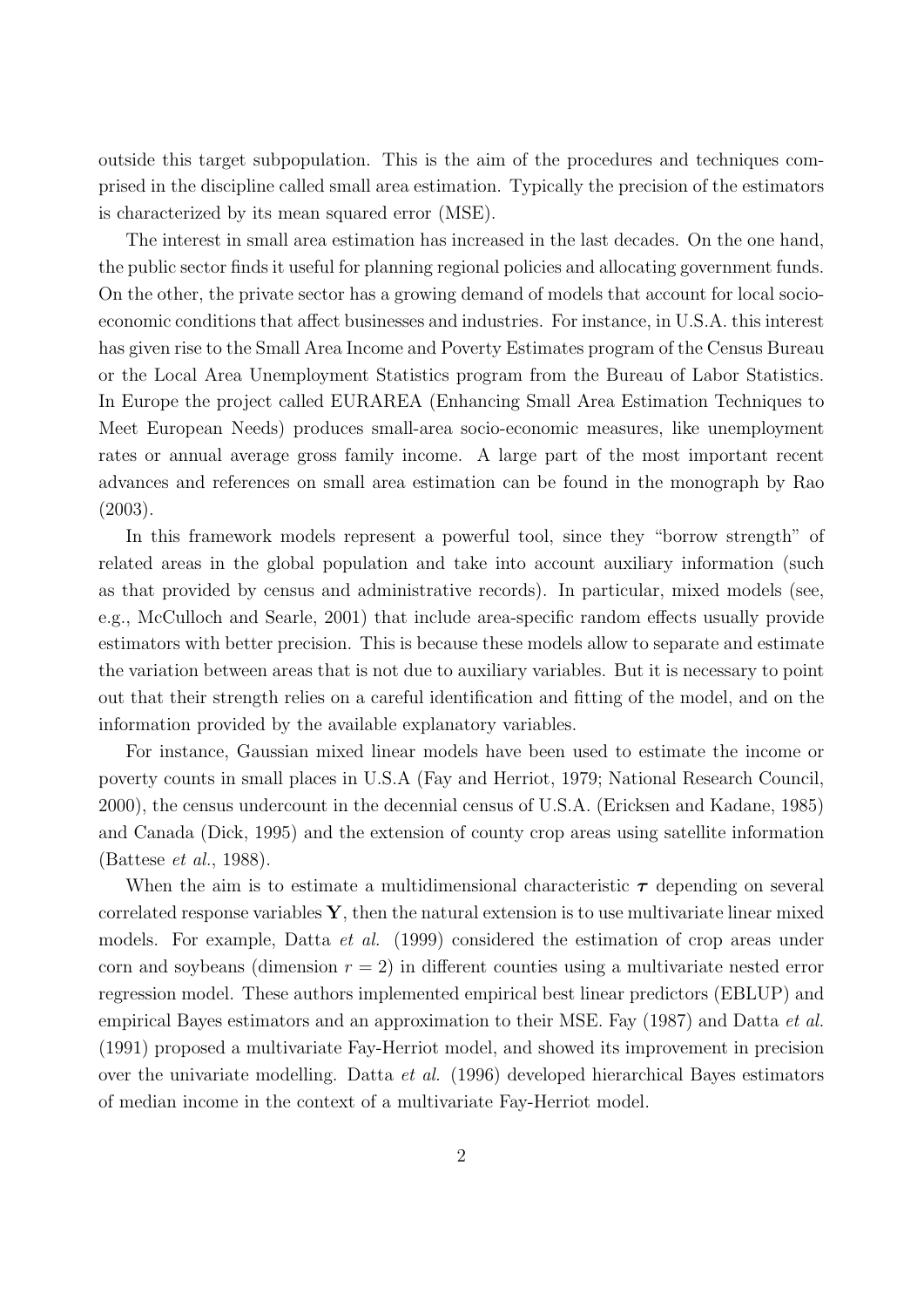outside this target subpopulation. This is the aim of the procedures and techniques comprised in the discipline called small area estimation. Typically the precision of the estimators is characterized by its mean squared error (MSE).

The interest in small area estimation has increased in the last decades. On the one hand, the public sector finds it useful for planning regional policies and allocating government funds. On the other, the private sector has a growing demand of models that account for local socio-economic conditions that affect businesses and industries. For instance, in U.S.A. this interest has given rise to the Small Area Income and Poverty Estimates program of the Census Bureau or the Local Area Unemployment Statistics program from the Bureau of Labor Statistics. In Europe the project called EURAREA (Enhancing Small Area Estimation Techniques to Meet European Needs) produces small-area socio-economic measures, like unemployment rates or annual average gross family income. A large part of the most important recent advances and references on small area estimation can be found in the monograph by Rao (2003).

In this framework models represent a powerful tool, since they "borrow strength" of related areas in the global population and take into account auxiliary information (such as that provided by census and administrative records). In particular, mixed models (see, e.g., McCulloch and Searle, 2001) that include area-specific random effects usually provide estimators with better precision. This is because these models allow to separate and estimate the variation between areas that is not due to auxiliary variables. But it is necessary to point out that their strength relies on a careful identification and fitting of the model, and on the information provided by the available explanatory variables.

For instance, Gaussian mixed linear models have been used to estimate the income or poverty counts in small places in U.S.A (Fay and Herriot, 1979; National Research Council, 2000), the census undercount in the decennial census of U.S.A. (Ericksen and Kadane, 1985) and Canada (Dick, 1995) and the extension of county crop areas using satellite information (Battese *et al.*, 1988).

When the aim is to estimate a multidimensional characteristic $\boldsymbol{\tau}$ depending on several correlated response variables $\mathbf{Y}$, then the natural extension is to use multivariate linear mixed models. For example, Datta *et al.* (1999) considered the estimation of crop areas under corn and soybeans (dimension $r = 2$) in different counties using a multivariate nested error regression model. These authors implemented empirical best linear predictors (EBLUP) and empirical Bayes estimators and an approximation to their MSE. Fay (1987) and Datta *et al.* (1991) proposed a multivariate Fay-Herriot model, and showed its improvement in precision over the univariate modelling. Datta *et al.* (1996) developed hierarchical Bayes estimators of median income in the context of a multivariate Fay-Herriot model.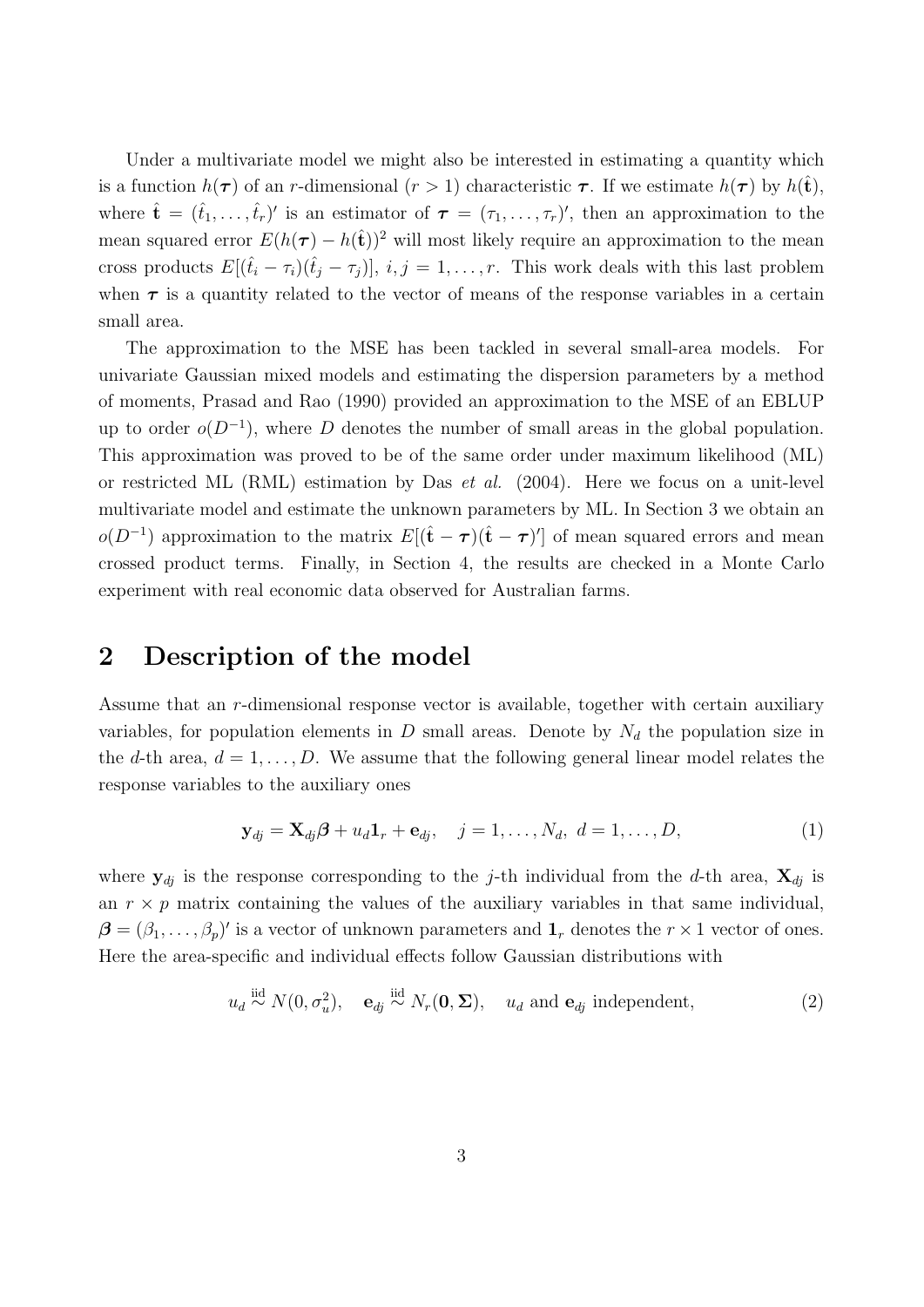Under a multivariate model we might also be interested in estimating a quantity which is a function $h(\boldsymbol{\tau})$ of an $r$-dimensional ($r > 1$) characteristic $\boldsymbol{\tau}$. If we estimate $h(\boldsymbol{\tau})$ by $h(\hat{\mathbf{t}})$, where $\hat{\mathbf{t}} = (\hat{t}_1, \ldots, \hat{t}_r)'$ is an estimator of $\boldsymbol{\tau} = (\tau_1, \ldots, \tau_r)'$, then an approximation to the mean squared error $E(h(\boldsymbol{\tau}) - h(\hat{\mathbf{t}}))^2$ will most likely require an approximation to the mean cross products $E[(\hat{t}_i - \tau_i)(\hat{t}_j - \tau_j)]$, $i, j = 1, \ldots, r$. This work deals with this last problem when $\boldsymbol{\tau}$ is a quantity related to the vector of means of the response variables in a certain small area.

The approximation to the MSE has been tackled in several small-area models. For univariate Gaussian mixed models and estimating the dispersion parameters by a method of moments, Prasad and Rao (1990) provided an approximation to the MSE of an EBLUP up to order $o(D^{-1})$, where $D$ denotes the number of small areas in the global population. This approximation was proved to be of the same order under maximum likelihood (ML) or restricted ML (RML) estimation by Das *et al.* (2004). Here we focus on a unit-level multivariate model and estimate the unknown parameters by ML. In Section 3 we obtain an $o(D^{-1})$ approximation to the matrix $E[(\hat{\mathbf{t}} - \boldsymbol{\tau})(\hat{\mathbf{t}} - \boldsymbol{\tau})']$ of mean squared errors and mean crossed product terms. Finally, in Section 4, the results are checked in a Monte Carlo experiment with real economic data observed for Australian farms.

## 2 Description of the model

Assume that an $r$-dimensional response vector is available, together with certain auxiliary variables, for population elements in $D$ small areas. Denote by $N_d$ the population size in the $d$-th area, $d = 1, \ldots, D$. We assume that the following general linear model relates the response variables to the auxiliary ones

$$\mathbf{y}_{dj} = \mathbf{X}_{dj}\boldsymbol{\beta} + u_d \mathbf{1}_r + \mathbf{e}_{dj}, \quad j = 1, \ldots, N_d, \; d = 1, \ldots, D, \tag{1}$$

where $\mathbf{y}_{dj}$ is the response corresponding to the $j$-th individual from the $d$-th area, $\mathbf{X}_{dj}$ is an $r \times p$ matrix containing the values of the auxiliary variables in that same individual, $\boldsymbol{\beta} = (\beta_1, \ldots, \beta_p)'$ is a vector of unknown parameters and $\mathbf{1}_r$ denotes the $r \times 1$ vector of ones. Here the area-specific and individual effects follow Gaussian distributions with

$$u_d \overset{\text{iid}}{\sim} N(0, \sigma_u^2), \quad \mathbf{e}_{dj} \overset{\text{iid}}{\sim} N_r(\mathbf{0}, \boldsymbol{\Sigma}), \quad u_d \text{ and } \mathbf{e}_{dj} \text{ independent}, \tag{2}$$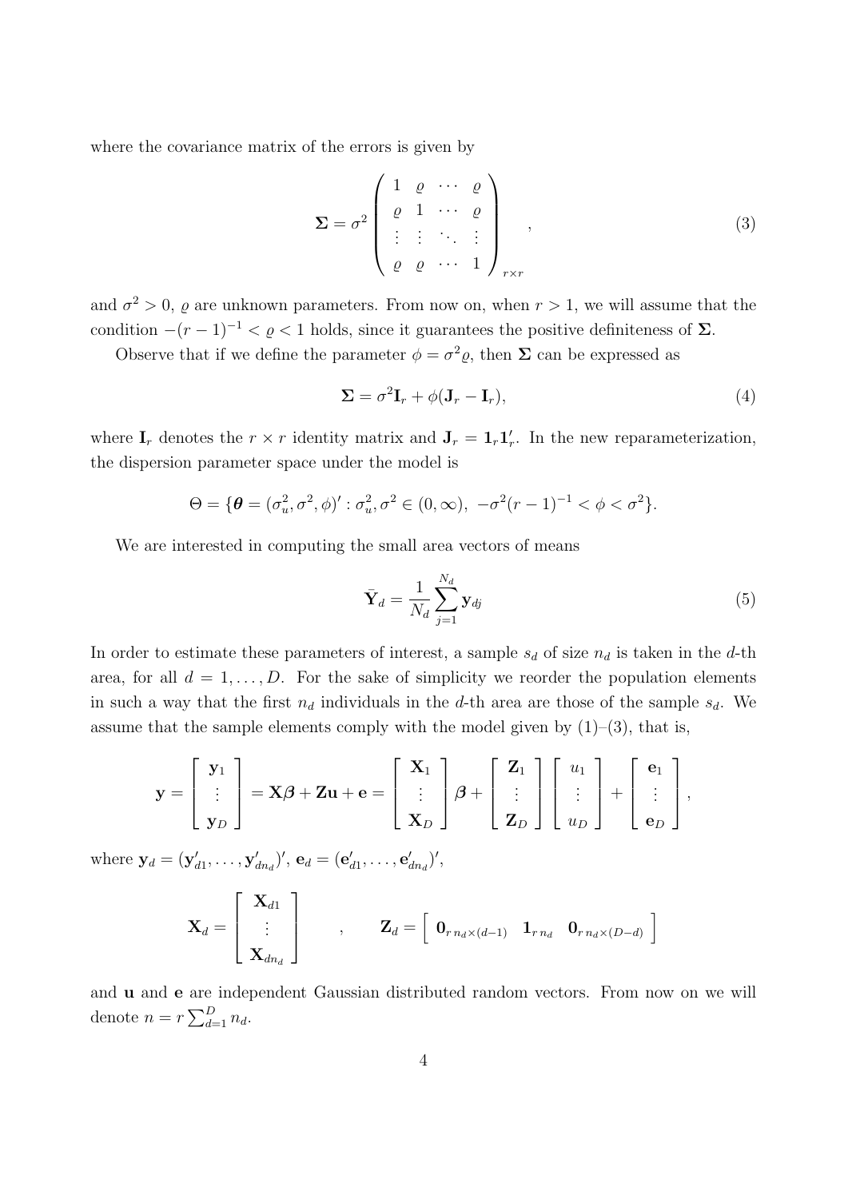where the covariance matrix of the errors is given by

$$
\mathbf{\Sigma} = \sigma^2 \begin{pmatrix} 1 & \varrho & \cdots & \varrho \\ \varrho & 1 & \cdots & \varrho \\ \vdots & \vdots & \ddots & \vdots \\ \varrho & \varrho & \cdots & 1 \end{pmatrix}_{r \times r}, \tag{3}
$$

and $\sigma^2 > 0$, $\varrho$ are unknown parameters. From now on, when $r > 1$, we will assume that the condition $-(r-1)^{-1} < \varrho < 1$ holds, since it guarantees the positive definiteness of $\mathbf{\Sigma}$.

Observe that if we define the parameter $\phi = \sigma^2 \varrho$, then $\mathbf{\Sigma}$ can be expressed as

$$
\mathbf{\Sigma} = \sigma^2 \mathbf{I}_r + \phi(\mathbf{J}_r - \mathbf{I}_r), \tag{4}
$$

where $\mathbf{I}_r$ denotes the $r \times r$ identity matrix and $\mathbf{J}_r = \mathbf{1}_r \mathbf{1}_r'$. In the new reparameterization, the dispersion parameter space under the model is

$$
\Theta = \{\boldsymbol{\theta} = (\sigma_u^2, \sigma^2, \phi)' : \sigma_u^2, \sigma^2 \in (0, \infty), \ -\sigma^2 (r-1)^{-1} < \phi < \sigma^2\}.
$$

We are interested in computing the small area vectors of means

$$
\bar{\mathbf{Y}}_d = \frac{1}{N_d} \sum_{j=1}^{N_d} \mathbf{y}_{dj} \tag{5}
$$

In order to estimate these parameters of interest, a sample $s_d$ of size $n_d$ is taken in the $d$-th area, for all $d = 1, \ldots, D$. For the sake of simplicity we reorder the population elements in such a way that the first $n_d$ individuals in the $d$-th area are those of the sample $s_d$. We assume that the sample elements comply with the model given by (1)–(3), that is,

$$
\mathbf{y} = \begin{bmatrix} \mathbf{y}_1 \\ \vdots \\ \mathbf{y}_D \end{bmatrix} = \mathbf{X}\boldsymbol{\beta} + \mathbf{Z}\mathbf{u} + \mathbf{e} = \begin{bmatrix} \mathbf{X}_1 \\ \vdots \\ \mathbf{X}_D \end{bmatrix} \boldsymbol{\beta} + \begin{bmatrix} \mathbf{Z}_1 \\ \vdots \\ \mathbf{Z}_D \end{bmatrix} \begin{bmatrix} u_1 \\ \vdots \\ u_D \end{bmatrix} + \begin{bmatrix} \mathbf{e}_1 \\ \vdots \\ \mathbf{e}_D \end{bmatrix},
$$

where $\mathbf{y}_d = (\mathbf{y}_{d1}', \ldots, \mathbf{y}_{dn_d}')'$, $\mathbf{e}_d = (\mathbf{e}_{d1}', \ldots, \mathbf{e}_{dn_d}')'$,

$$
\mathbf{X}_d = \begin{bmatrix} \mathbf{X}_{d1} \\ \vdots \\ \mathbf{X}_{dn_d} \end{bmatrix} \quad , \quad \mathbf{Z}_d = \begin{bmatrix} \mathbf{0}_{r\, n_d \times (d-1)} & \mathbf{1}_{r\, n_d} & \mathbf{0}_{r\, n_d \times (D-d)} \end{bmatrix}
$$

and $\mathbf{u}$ and $\mathbf{e}$ are independent Gaussian distributed random vectors. From now on we will denote $n = r \sum_{d=1}^{D} n_d$.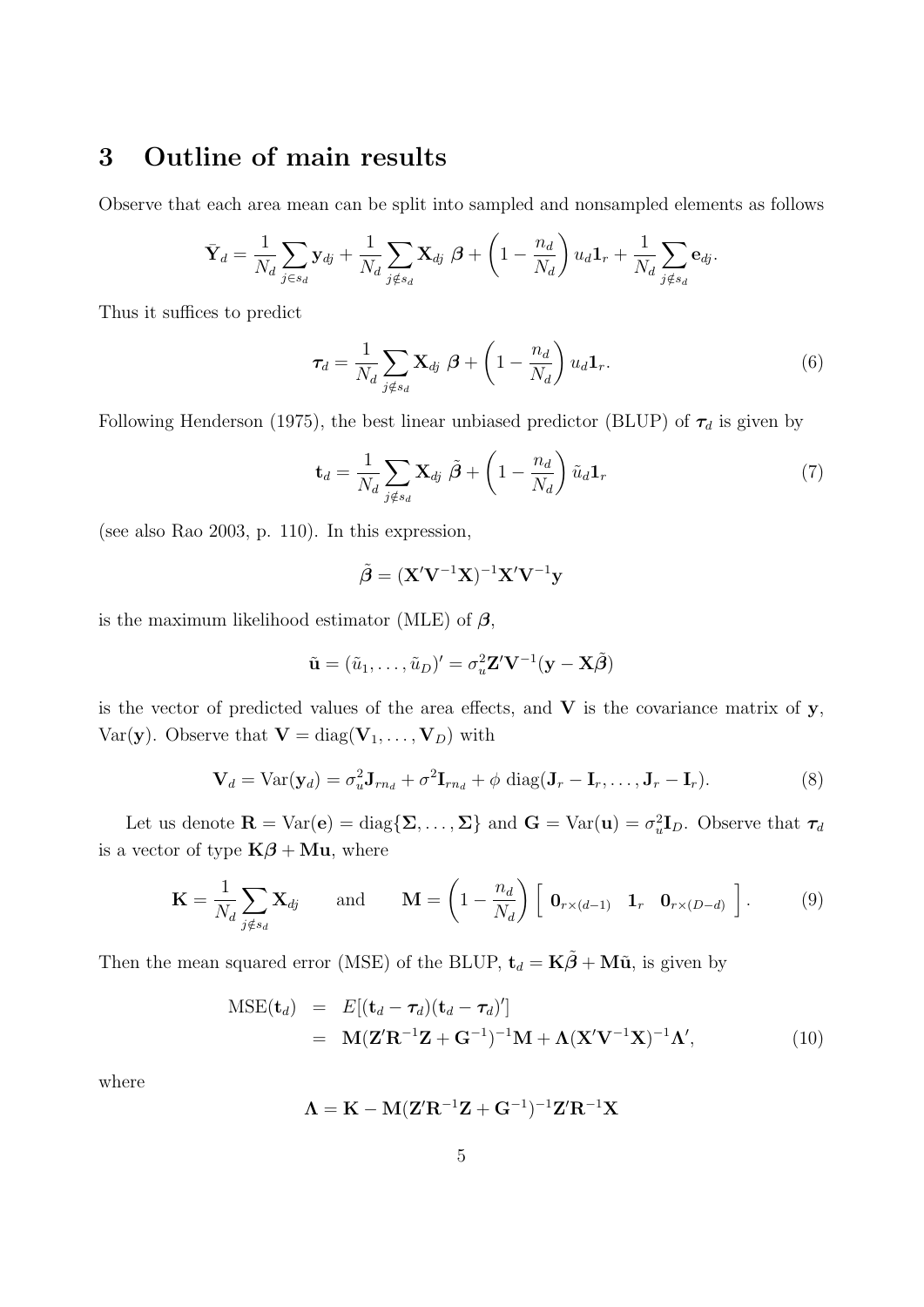## 3 Outline of main results

Observe that each area mean can be split into sampled and nonsampled elements as follows

$$\bar{\mathbf{Y}}_d = \frac{1}{N_d}\sum_{j \in s_d} \mathbf{y}_{dj} + \frac{1}{N_d}\sum_{j \notin s_d} \mathbf{X}_{dj}\ \boldsymbol{\beta} + \left(1 - \frac{n_d}{N_d}\right) u_d \mathbf{1}_r + \frac{1}{N_d}\sum_{j \notin s_d} \mathbf{e}_{dj}.$$

Thus it suffices to predict

$$\boldsymbol{\tau}_d = \frac{1}{N_d}\sum_{j \notin s_d} \mathbf{X}_{dj}\ \boldsymbol{\beta} + \left(1 - \frac{n_d}{N_d}\right) u_d \mathbf{1}_r. \tag{6}$$

Following Henderson (1975), the best linear unbiased predictor (BLUP) of $\boldsymbol{\tau}_d$ is given by

$$\mathbf{t}_d = \frac{1}{N_d}\sum_{j \notin s_d} \mathbf{X}_{dj}\ \tilde{\boldsymbol{\beta}} + \left(1 - \frac{n_d}{N_d}\right) \tilde{u}_d \mathbf{1}_r \tag{7}$$

(see also Rao 2003, p. 110). In this expression,

$$\tilde{\boldsymbol{\beta}} = (\mathbf{X}'\mathbf{V}^{-1}\mathbf{X})^{-1}\mathbf{X}'\mathbf{V}^{-1}\mathbf{y}$$

is the maximum likelihood estimator (MLE) of $\boldsymbol{\beta}$,

$$\tilde{\mathbf{u}} = (\tilde{u}_1, \ldots, \tilde{u}_D)' = \sigma_u^2 \mathbf{Z}'\mathbf{V}^{-1}(\mathbf{y} - \mathbf{X}\tilde{\boldsymbol{\beta}})$$

is the vector of predicted values of the area effects, and $\mathbf{V}$ is the covariance matrix of $\mathbf{y}$, $\mathrm{Var}(\mathbf{y})$. Observe that $\mathbf{V} = \mathrm{diag}(\mathbf{V}_1, \ldots, \mathbf{V}_D)$ with

$$\mathbf{V}_d = \mathrm{Var}(\mathbf{y}_d) = \sigma_u^2 \mathbf{J}_{rn_d} + \sigma^2 \mathbf{I}_{rn_d} + \phi\ \mathrm{diag}(\mathbf{J}_r - \mathbf{I}_r, \ldots, \mathbf{J}_r - \mathbf{I}_r). \tag{8}$$

Let us denote $\mathbf{R} = \mathrm{Var}(\mathbf{e}) = \mathrm{diag}\{\boldsymbol{\Sigma}, \ldots, \boldsymbol{\Sigma}\}$ and $\mathbf{G} = \mathrm{Var}(\mathbf{u}) = \sigma_u^2 \mathbf{I}_D$. Observe that $\boldsymbol{\tau}_d$ is a vector of type $\mathbf{K}\boldsymbol{\beta} + \mathbf{M}\mathbf{u}$, where

$$\mathbf{K} = \frac{1}{N_d}\sum_{j \notin s_d} \mathbf{X}_{dj} \qquad \text{and} \qquad \mathbf{M} = \left(1 - \frac{n_d}{N_d}\right)\left[\begin{array}{ccc} \mathbf{0}_{r\times(d-1)} & \mathbf{1}_r & \mathbf{0}_{r\times(D-d)} \end{array}\right]. \tag{9}$$

Then the mean squared error (MSE) of the BLUP, $\mathbf{t}_d = \mathbf{K}\tilde{\boldsymbol{\beta}} + \mathbf{M}\tilde{\mathbf{u}}$, is given by

$$\begin{aligned} \mathrm{MSE}(\mathbf{t}_d) &= E[(\mathbf{t}_d - \boldsymbol{\tau}_d)(\mathbf{t}_d - \boldsymbol{\tau}_d)'] \\ &= \mathbf{M}(\mathbf{Z}'\mathbf{R}^{-1}\mathbf{Z} + \mathbf{G}^{-1})^{-1}\mathbf{M} + \boldsymbol{\Lambda}(\mathbf{X}'\mathbf{V}^{-1}\mathbf{X})^{-1}\boldsymbol{\Lambda}', \end{aligned} \tag{10}$$

where

$$\boldsymbol{\Lambda} = \mathbf{K} - \mathbf{M}(\mathbf{Z}'\mathbf{R}^{-1}\mathbf{Z} + \mathbf{G}^{-1})^{-1}\mathbf{Z}'\mathbf{R}^{-1}\mathbf{X}$$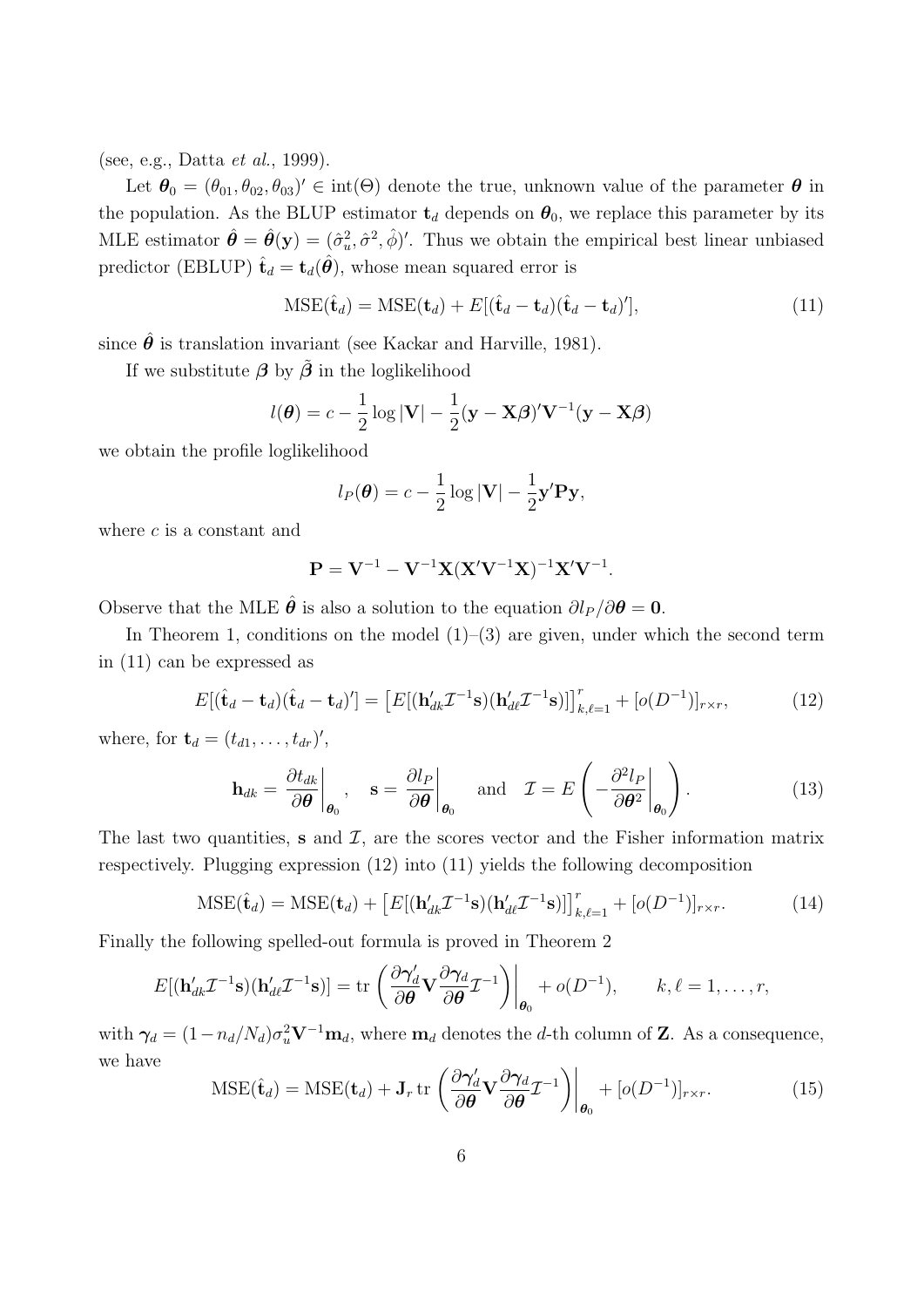(see, e.g., Datta *et al.*, 1999).

Let $\boldsymbol{\theta}_0 = (\theta_{01}, \theta_{02}, \theta_{03})' \in \text{int}(\Theta)$ denote the true, unknown value of the parameter $\boldsymbol{\theta}$ in the population. As the BLUP estimator $\mathbf{t}_d$ depends on $\boldsymbol{\theta}_0$, we replace this parameter by its MLE estimator $\hat{\boldsymbol{\theta}} = \hat{\boldsymbol{\theta}}(\mathbf{y}) = (\hat{\sigma}_u^2, \hat{\sigma}^2, \hat{\phi})'$. Thus we obtain the empirical best linear unbiased predictor (EBLUP) $\hat{\mathbf{t}}_d = \mathbf{t}_d(\hat{\boldsymbol{\theta}})$, whose mean squared error is

$$\text{MSE}(\hat{\mathbf{t}}_d) = \text{MSE}(\mathbf{t}_d) + E[(\hat{\mathbf{t}}_d - \mathbf{t}_d)(\hat{\mathbf{t}}_d - \mathbf{t}_d)'], \tag{11}$$

since $\hat{\boldsymbol{\theta}}$ is translation invariant (see Kackar and Harville, 1981).

If we substitute $\boldsymbol{\beta}$ by $\tilde{\boldsymbol{\beta}}$ in the loglikelihood

$$l(\boldsymbol{\theta}) = c - \frac{1}{2}\log|\mathbf{V}| - \frac{1}{2}(\mathbf{y} - \mathbf{X}\boldsymbol{\beta})'\mathbf{V}^{-1}(\mathbf{y} - \mathbf{X}\boldsymbol{\beta})$$

we obtain the profile loglikelihood

$$l_P(\boldsymbol{\theta}) = c - \frac{1}{2}\log|\mathbf{V}| - \frac{1}{2}\mathbf{y}'\mathbf{P}\mathbf{y},$$

where $c$ is a constant and

$$\mathbf{P} = \mathbf{V}^{-1} - \mathbf{V}^{-1}\mathbf{X}(\mathbf{X}'\mathbf{V}^{-1}\mathbf{X})^{-1}\mathbf{X}'\mathbf{V}^{-1}.$$

Observe that the MLE $\hat{\boldsymbol{\theta}}$ is also a solution to the equation $\partial l_P/\partial\boldsymbol{\theta} = \mathbf{0}$.

In Theorem 1, conditions on the model (1)–(3) are given, under which the second term in (11) can be expressed as

$$E[(\hat{\mathbf{t}}_d - \mathbf{t}_d)(\hat{\mathbf{t}}_d - \mathbf{t}_d)'] = \left[E[(\mathbf{h}_{dk}'\mathcal{I}^{-1}\mathbf{s})(\mathbf{h}_{d\ell}'\mathcal{I}^{-1}\mathbf{s})]\right]_{k,\ell=1}^{r} + [o(D^{-1})]_{r\times r}, \tag{12}$$

where, for $\mathbf{t}_d = (t_{d1}, \ldots, t_{dr})'$,

$$\mathbf{h}_{dk} = \left.\frac{\partial t_{dk}}{\partial\boldsymbol{\theta}}\right|_{\boldsymbol{\theta}_0}, \quad \mathbf{s} = \left.\frac{\partial l_P}{\partial\boldsymbol{\theta}}\right|_{\boldsymbol{\theta}_0} \quad \text{and} \quad \mathcal{I} = E\left(-\left.\frac{\partial^2 l_P}{\partial\boldsymbol{\theta}^2}\right|_{\boldsymbol{\theta}_0}\right). \tag{13}$$

The last two quantities, $\mathbf{s}$ and $\mathcal{I}$, are the scores vector and the Fisher information matrix respectively. Plugging expression (12) into (11) yields the following decomposition

$$\text{MSE}(\hat{\mathbf{t}}_d) = \text{MSE}(\mathbf{t}_d) + \left[E[(\mathbf{h}_{dk}'\mathcal{I}^{-1}\mathbf{s})(\mathbf{h}_{d\ell}'\mathcal{I}^{-1}\mathbf{s})]\right]_{k,\ell=1}^{r} + [o(D^{-1})]_{r\times r}. \tag{14}$$

Finally the following spelled-out formula is proved in Theorem 2

$$E[(\mathbf{h}_{dk}'\mathcal{I}^{-1}\mathbf{s})(\mathbf{h}_{d\ell}'\mathcal{I}^{-1}\mathbf{s})] = \text{tr}\left.\left(\frac{\partial\boldsymbol{\gamma}_d'}{\partial\boldsymbol{\theta}}\mathbf{V}\frac{\partial\boldsymbol{\gamma}_d}{\partial\boldsymbol{\theta}}\mathcal{I}^{-1}\right)\right|_{\boldsymbol{\theta}_0} + o(D^{-1}), \qquad k, \ell = 1, \ldots, r,$$

with $\boldsymbol{\gamma}_d = (1 - n_d/N_d)\sigma_u^2\mathbf{V}^{-1}\mathbf{m}_d$, where $\mathbf{m}_d$ denotes the $d$-th column of $\mathbf{Z}$. As a consequence, we have

$$\text{MSE}(\hat{\mathbf{t}}_d) = \text{MSE}(\mathbf{t}_d) + \mathbf{J}_r\,\text{tr}\left.\left(\frac{\partial\boldsymbol{\gamma}_d'}{\partial\boldsymbol{\theta}}\mathbf{V}\frac{\partial\boldsymbol{\gamma}_d}{\partial\boldsymbol{\theta}}\mathcal{I}^{-1}\right)\right|_{\boldsymbol{\theta}_0} + [o(D^{-1})]_{r\times r}. \tag{15}$$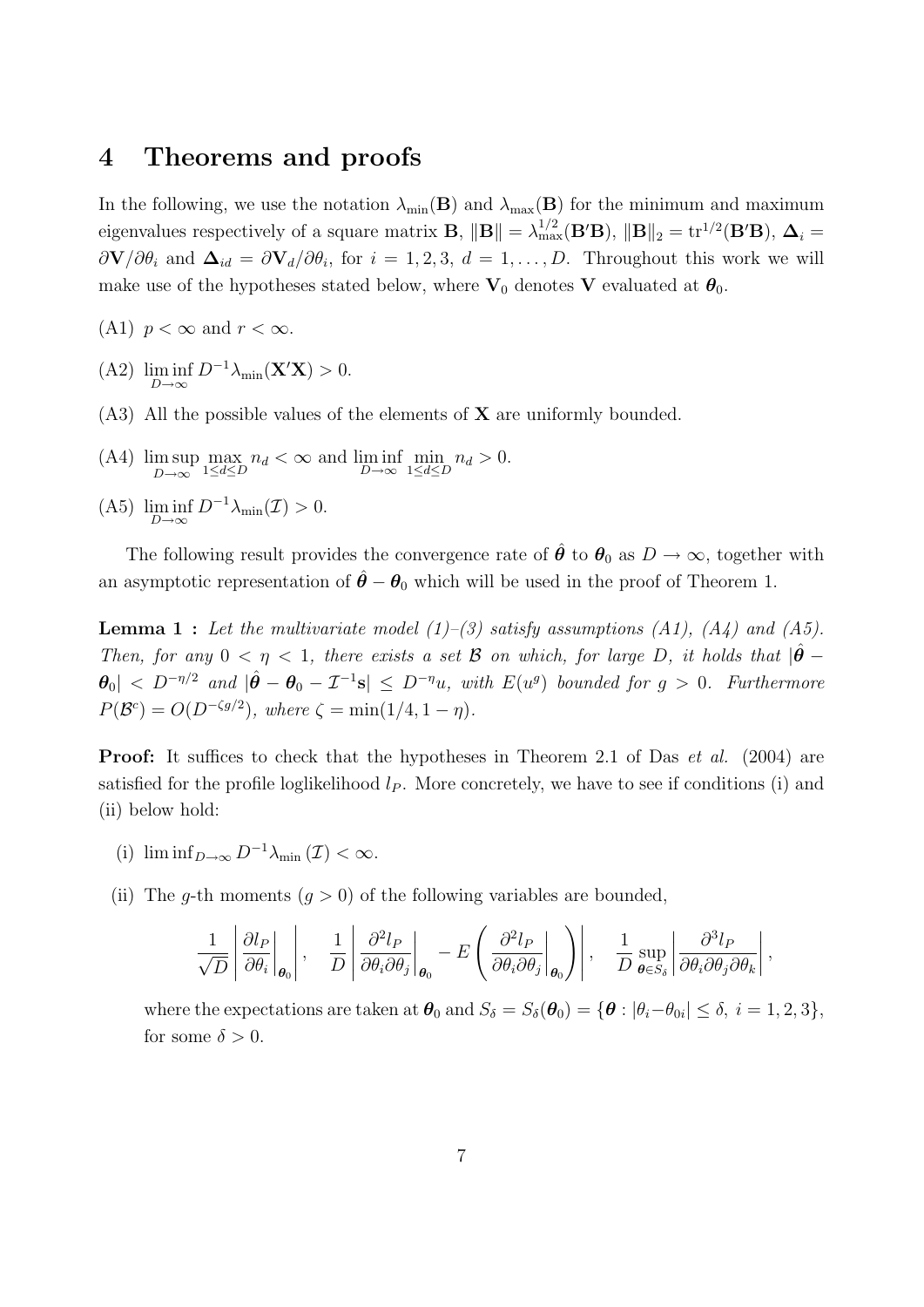## 4 Theorems and proofs

In the following, we use the notation $\lambda_{\min}(\mathbf{B})$ and $\lambda_{\max}(\mathbf{B})$ for the minimum and maximum eigenvalues respectively of a square matrix $\mathbf{B}$, $\|\mathbf{B}\| = \lambda_{\max}^{1/2}(\mathbf{B}'\mathbf{B})$, $\|\mathbf{B}\|_2 = \mathrm{tr}^{1/2}(\mathbf{B}'\mathbf{B})$, $\boldsymbol{\Delta}_i = \partial\mathbf{V}/\partial\theta_i$ and $\boldsymbol{\Delta}_{id} = \partial\mathbf{V}_d/\partial\theta_i$, for $i = 1, 2, 3$, $d = 1, \ldots, D$. Throughout this work we will make use of the hypotheses stated below, where $\mathbf{V}_0$ denotes $\mathbf{V}$ evaluated at $\boldsymbol{\theta}_0$.

(A1) $p < \infty$ and $r < \infty$.

(A2) $\liminf\limits_{D\to\infty} D^{-1}\lambda_{\min}(\mathbf{X}'\mathbf{X}) > 0$.

(A3) All the possible values of the elements of $\mathbf{X}$ are uniformly bounded.

(A4) $\limsup\limits_{D\to\infty} \max\limits_{1\leq d\leq D} n_d < \infty$ and $\liminf\limits_{D\to\infty} \min\limits_{1\leq d\leq D} n_d > 0$.

(A5) $\liminf\limits_{D\to\infty} D^{-1}\lambda_{\min}(\mathcal{I}) > 0$.

The following result provides the convergence rate of $\hat{\boldsymbol{\theta}}$ to $\boldsymbol{\theta}_0$ as $D \to \infty$, together with an asymptotic representation of $\hat{\boldsymbol{\theta}} - \boldsymbol{\theta}_0$ which will be used in the proof of Theorem 1.

**Lemma 1 :** *Let the multivariate model (1)–(3) satisfy assumptions (A1), (A4) and (A5). Then, for any $0 < \eta < 1$, there exists a set $\mathcal{B}$ on which, for large $D$, it holds that $|\hat{\boldsymbol{\theta}} - \boldsymbol{\theta}_0| < D^{-\eta/2}$ and $|\hat{\boldsymbol{\theta}} - \boldsymbol{\theta}_0 - \mathcal{I}^{-1}\mathbf{s}| \leq D^{-\eta}u$, with $E(u^g)$ bounded for $g > 0$. Furthermore $P(\mathcal{B}^c) = O(D^{-\zeta g/2})$, where $\zeta = \min(1/4, 1-\eta)$.*

**Proof:** It suffices to check that the hypotheses in Theorem 2.1 of Das *et al.* (2004) are satisfied for the profile loglikelihood $l_P$. More concretely, we have to see if conditions (i) and (ii) below hold:

(i) $\liminf_{D\to\infty} D^{-1}\lambda_{\min}(\mathcal{I}) < \infty$.

(ii) The $g$-th moments ($g > 0$) of the following variables are bounded,

$$\frac{1}{\sqrt{D}}\left|\frac{\partial l_P}{\partial\theta_i}\bigg|_{\boldsymbol{\theta}_0}\right|, \quad \frac{1}{D}\left|\frac{\partial^2 l_P}{\partial\theta_i\partial\theta_j}\bigg|_{\boldsymbol{\theta}_0} - E\left(\frac{\partial^2 l_P}{\partial\theta_i\partial\theta_j}\bigg|_{\boldsymbol{\theta}_0}\right)\right|, \quad \frac{1}{D}\sup_{\boldsymbol{\theta}\in S_\delta}\left|\frac{\partial^3 l_P}{\partial\theta_i\partial\theta_j\partial\theta_k}\right|,$$

where the expectations are taken at $\boldsymbol{\theta}_0$ and $S_\delta = S_\delta(\boldsymbol{\theta}_0) = \{\boldsymbol{\theta} : |\theta_i - \theta_{0i}| \leq \delta,\ i = 1, 2, 3\}$, for some $\delta > 0$.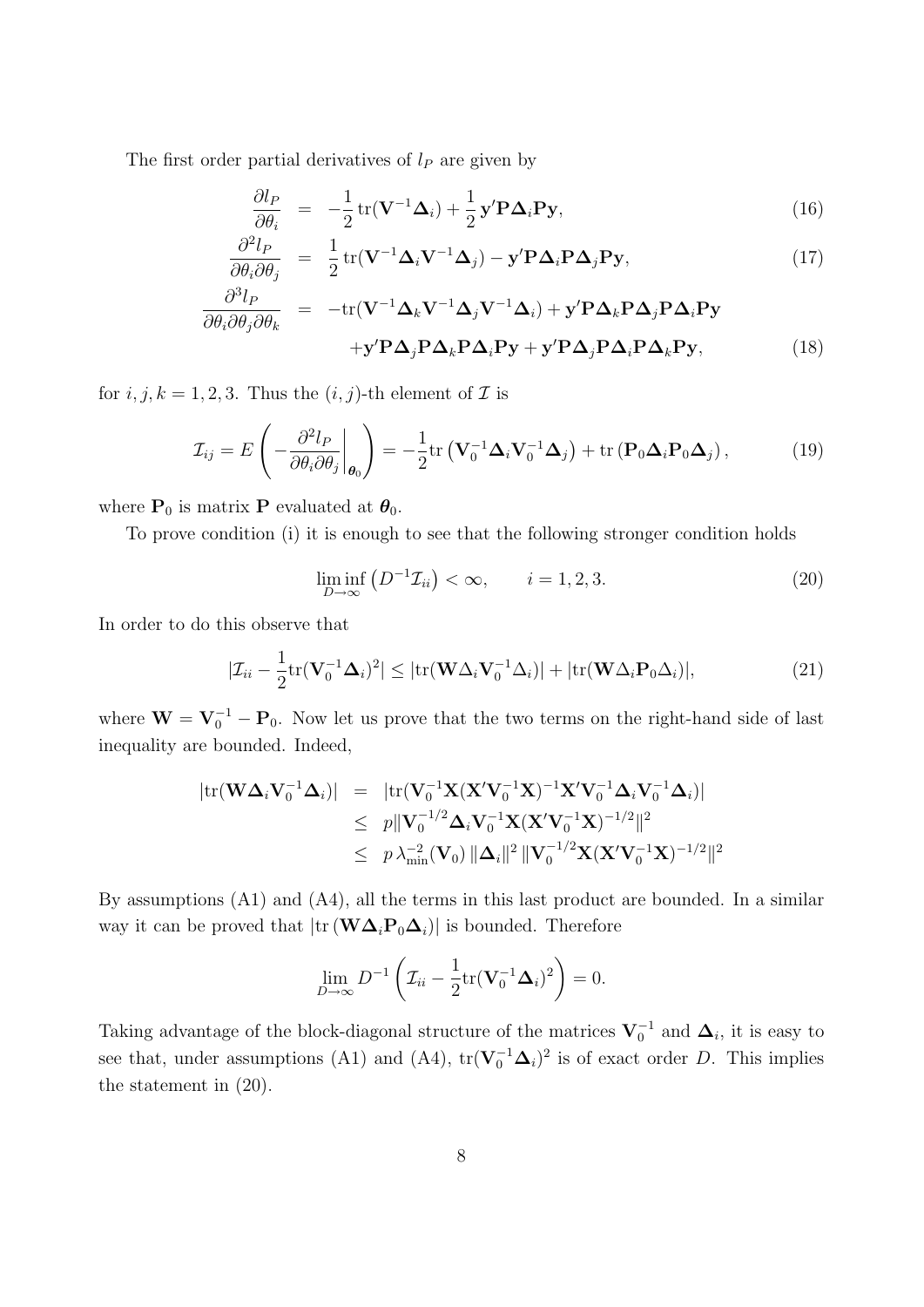The first order partial derivatives of $l_P$ are given by

$$
\begin{aligned}
\frac{\partial l_P}{\partial \theta_i} &= -\frac{1}{2}\,\mathrm{tr}(\mathbf{V}^{-1}\boldsymbol{\Delta}_i) + \frac{1}{2}\,\mathbf{y}'\mathbf{P}\boldsymbol{\Delta}_i\mathbf{P}\mathbf{y}, && (16)\\
\frac{\partial^2 l_P}{\partial \theta_i \partial \theta_j} &= \frac{1}{2}\,\mathrm{tr}(\mathbf{V}^{-1}\boldsymbol{\Delta}_i\mathbf{V}^{-1}\boldsymbol{\Delta}_j) - \mathbf{y}'\mathbf{P}\boldsymbol{\Delta}_i\mathbf{P}\boldsymbol{\Delta}_j\mathbf{P}\mathbf{y}, && (17)\\
\frac{\partial^3 l_P}{\partial \theta_i \partial \theta_j \partial \theta_k} &= -\mathrm{tr}(\mathbf{V}^{-1}\boldsymbol{\Delta}_k\mathbf{V}^{-1}\boldsymbol{\Delta}_j\mathbf{V}^{-1}\boldsymbol{\Delta}_i) + \mathbf{y}'\mathbf{P}\boldsymbol{\Delta}_k\mathbf{P}\boldsymbol{\Delta}_j\mathbf{P}\boldsymbol{\Delta}_i\mathbf{P}\mathbf{y} \\
&\quad + \mathbf{y}'\mathbf{P}\boldsymbol{\Delta}_j\mathbf{P}\boldsymbol{\Delta}_k\mathbf{P}\boldsymbol{\Delta}_i\mathbf{P}\mathbf{y} + \mathbf{y}'\mathbf{P}\boldsymbol{\Delta}_j\mathbf{P}\boldsymbol{\Delta}_i\mathbf{P}\boldsymbol{\Delta}_k\mathbf{P}\mathbf{y}, && (18)
\end{aligned}
$$

for $i, j, k = 1, 2, 3$. Thus the $(i, j)$-th element of $\mathcal{I}$ is

$$
\mathcal{I}_{ij} = E\left( -\left.\frac{\partial^2 l_P}{\partial \theta_i \partial \theta_j}\right|_{\boldsymbol{\theta}_0} \right) = -\frac{1}{2}\mathrm{tr}\left(\mathbf{V}_0^{-1}\boldsymbol{\Delta}_i\mathbf{V}_0^{-1}\boldsymbol{\Delta}_j\right) + \mathrm{tr}\left(\mathbf{P}_0\boldsymbol{\Delta}_i\mathbf{P}_0\boldsymbol{\Delta}_j\right), \tag{19}
$$

where $\mathbf{P}_0$ is matrix $\mathbf{P}$ evaluated at $\boldsymbol{\theta}_0$.

To prove condition (i) it is enough to see that the following stronger condition holds

$$
\liminf_{D\to\infty} \left(D^{-1}\mathcal{I}_{ii}\right) < \infty, \qquad i = 1, 2, 3. \tag{20}
$$

In order to do this observe that

$$
|\mathcal{I}_{ii} - \frac{1}{2}\mathrm{tr}(\mathbf{V}_0^{-1}\boldsymbol{\Delta}_i)^2| \leq |\mathrm{tr}(\mathbf{W}\Delta_i\mathbf{V}_0^{-1}\Delta_i)| + |\mathrm{tr}(\mathbf{W}\Delta_i\mathbf{P}_0\Delta_i)|, \tag{21}
$$

where $\mathbf{W} = \mathbf{V}_0^{-1} - \mathbf{P}_0$. Now let us prove that the two terms on the right-hand side of last inequality are bounded. Indeed,

$$
\begin{aligned}
|\mathrm{tr}(\mathbf{W}\boldsymbol{\Delta}_i\mathbf{V}_0^{-1}\boldsymbol{\Delta}_i)| &= |\mathrm{tr}(\mathbf{V}_0^{-1}\mathbf{X}(\mathbf{X}'\mathbf{V}_0^{-1}\mathbf{X})^{-1}\mathbf{X}'\mathbf{V}_0^{-1}\boldsymbol{\Delta}_i\mathbf{V}_0^{-1}\boldsymbol{\Delta}_i)| \\
&\leq p\|\mathbf{V}_0^{-1/2}\boldsymbol{\Delta}_i\mathbf{V}_0^{-1}\mathbf{X}(\mathbf{X}'\mathbf{V}_0^{-1}\mathbf{X})^{-1/2}\|^2 \\
&\leq p\,\lambda_{\min}^{-2}(\mathbf{V}_0)\,\|\boldsymbol{\Delta}_i\|^2\,\|\mathbf{V}_0^{-1/2}\mathbf{X}(\mathbf{X}'\mathbf{V}_0^{-1}\mathbf{X})^{-1/2}\|^2
\end{aligned}
$$

By assumptions (A1) and (A4), all the terms in this last product are bounded. In a similar way it can be proved that $|\mathrm{tr}\left(\mathbf{W}\boldsymbol{\Delta}_i\mathbf{P}_0\boldsymbol{\Delta}_i\right)|$ is bounded. Therefore

$$
\lim_{D\to\infty} D^{-1}\left(\mathcal{I}_{ii} - \frac{1}{2}\mathrm{tr}(\mathbf{V}_0^{-1}\boldsymbol{\Delta}_i)^2\right) = 0.
$$

Taking advantage of the block-diagonal structure of the matrices $\mathbf{V}_0^{-1}$ and $\boldsymbol{\Delta}_i$, it is easy to see that, under assumptions (A1) and (A4), $\mathrm{tr}(\mathbf{V}_0^{-1}\boldsymbol{\Delta}_i)^2$ is of exact order $D$. This implies the statement in (20).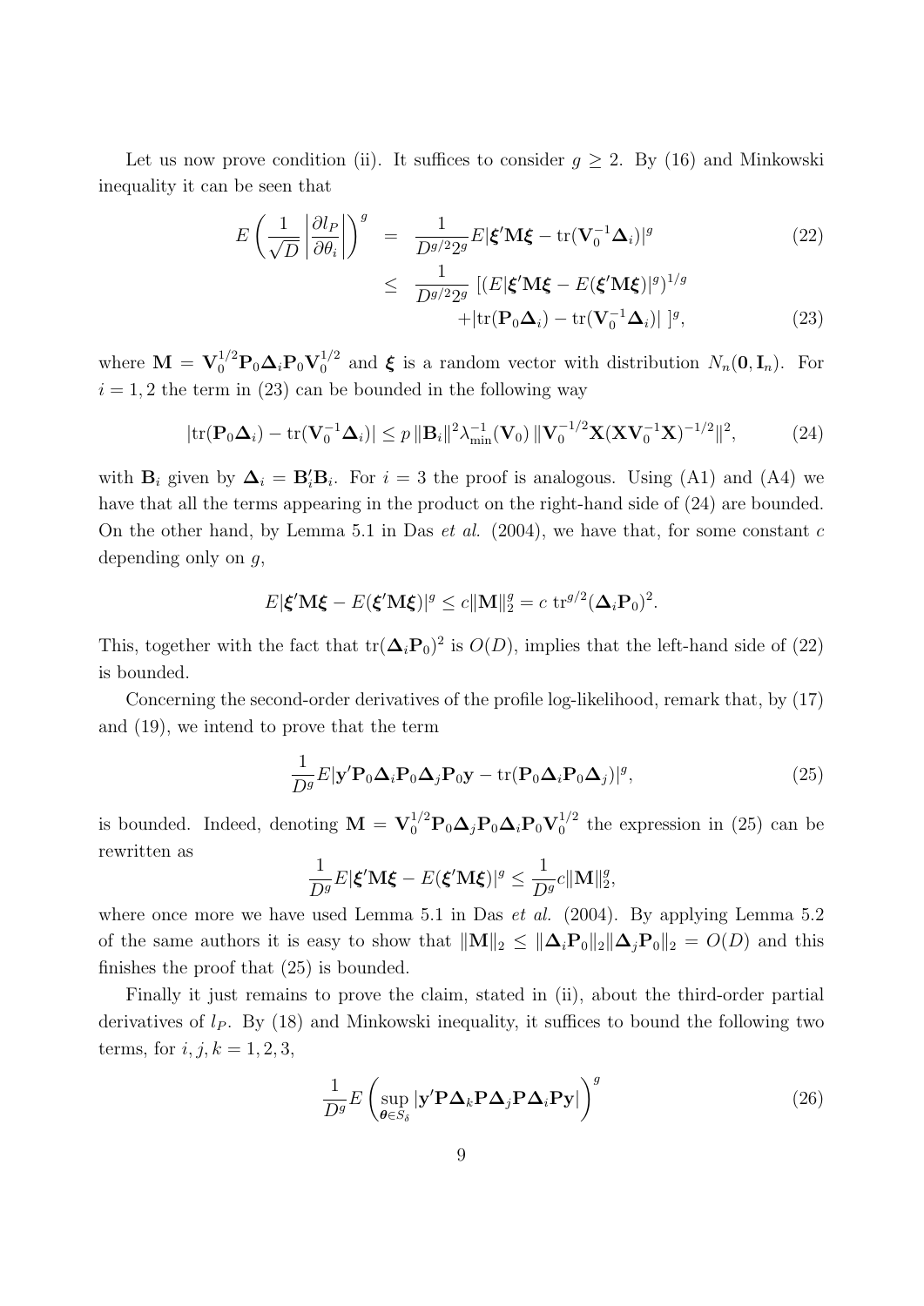Let us now prove condition (ii). It suffices to consider $g \geq 2$. By (16) and Minkowski inequality it can be seen that

$$
\begin{aligned}
E\left(\frac{1}{\sqrt{D}}\left|\frac{\partial l_P}{\partial \theta_i}\right|\right)^g &= \frac{1}{D^{g/2}2^g} E|\boldsymbol{\xi}'\mathbf{M}\boldsymbol{\xi} - \mathrm{tr}(\mathbf{V}_0^{-1}\boldsymbol{\Delta}_i)|^g \qquad (22)\\
&\leq \frac{1}{D^{g/2}2^g}\,[(E|\boldsymbol{\xi}'\mathbf{M}\boldsymbol{\xi} - E(\boldsymbol{\xi}'\mathbf{M}\boldsymbol{\xi})|^g)^{1/g} \\
&\qquad + |\mathrm{tr}(\mathbf{P}_0\boldsymbol{\Delta}_i) - \mathrm{tr}(\mathbf{V}_0^{-1}\boldsymbol{\Delta}_i)|\ ]^g, \qquad (23)
\end{aligned}
$$

where $\mathbf{M} = \mathbf{V}_0^{1/2}\mathbf{P}_0\boldsymbol{\Delta}_i\mathbf{P}_0\mathbf{V}_0^{1/2}$ and $\boldsymbol{\xi}$ is a random vector with distribution $N_n(\mathbf{0}, \mathbf{I}_n)$. For $i = 1, 2$ the term in (23) can be bounded in the following way

$$
|\mathrm{tr}(\mathbf{P}_0\boldsymbol{\Delta}_i) - \mathrm{tr}(\mathbf{V}_0^{-1}\boldsymbol{\Delta}_i)| \leq p\,\|\mathbf{B}_i\|^2 \lambda_{\min}^{-1}(\mathbf{V}_0)\,\|\mathbf{V}_0^{-1/2}\mathbf{X}(\mathbf{X}\mathbf{V}_0^{-1}\mathbf{X})^{-1/2}\|^2, \qquad (24)
$$

with $\mathbf{B}_i$ given by $\boldsymbol{\Delta}_i = \mathbf{B}_i'\mathbf{B}_i$. For $i = 3$ the proof is analogous. Using (A1) and (A4) we have that all the terms appearing in the product on the right-hand side of (24) are bounded. On the other hand, by Lemma 5.1 in Das *et al.* (2004), we have that, for some constant $c$ depending only on $g$,

$$
E|\boldsymbol{\xi}'\mathbf{M}\boldsymbol{\xi} - E(\boldsymbol{\xi}'\mathbf{M}\boldsymbol{\xi})|^g \leq c\|\mathbf{M}\|_2^g = c\ \mathrm{tr}^{g/2}(\boldsymbol{\Delta}_i\mathbf{P}_0)^2.
$$

This, together with the fact that $\mathrm{tr}(\boldsymbol{\Delta}_i\mathbf{P}_0)^2$ is $O(D)$, implies that the left-hand side of (22) is bounded.

Concerning the second-order derivatives of the profile log-likelihood, remark that, by (17) and (19), we intend to prove that the term

$$
\frac{1}{D^g}E|\mathbf{y}'\mathbf{P}_0\boldsymbol{\Delta}_i\mathbf{P}_0\boldsymbol{\Delta}_j\mathbf{P}_0\mathbf{y} - \mathrm{tr}(\mathbf{P}_0\boldsymbol{\Delta}_i\mathbf{P}_0\boldsymbol{\Delta}_j)|^g, \qquad (25)
$$

is bounded. Indeed, denoting $\mathbf{M} = \mathbf{V}_0^{1/2}\mathbf{P}_0\boldsymbol{\Delta}_j\mathbf{P}_0\boldsymbol{\Delta}_i\mathbf{P}_0\mathbf{V}_0^{1/2}$ the expression in (25) can be rewritten as

$$
\frac{1}{D^g}E|\boldsymbol{\xi}'\mathbf{M}\boldsymbol{\xi} - E(\boldsymbol{\xi}'\mathbf{M}\boldsymbol{\xi})|^g \leq \frac{1}{D^g}c\|\mathbf{M}\|_2^g,
$$

where once more we have used Lemma 5.1 in Das *et al.* (2004). By applying Lemma 5.2 of the same authors it is easy to show that $\|\mathbf{M}\|_2 \leq \|\boldsymbol{\Delta}_i\mathbf{P}_0\|_2\|\boldsymbol{\Delta}_j\mathbf{P}_0\|_2 = O(D)$ and this finishes the proof that (25) is bounded.

Finally it just remains to prove the claim, stated in (ii), about the third-order partial derivatives of $l_P$. By (18) and Minkowski inequality, it suffices to bound the following two terms, for $i, j, k = 1, 2, 3$,

$$
\frac{1}{D^g}E\left(\sup_{\boldsymbol{\theta}\in S_\delta}|\mathbf{y}'\mathbf{P}\boldsymbol{\Delta}_k\mathbf{P}\boldsymbol{\Delta}_j\mathbf{P}\boldsymbol{\Delta}_i\mathbf{P}\mathbf{y}|\right)^g \qquad (26)
$$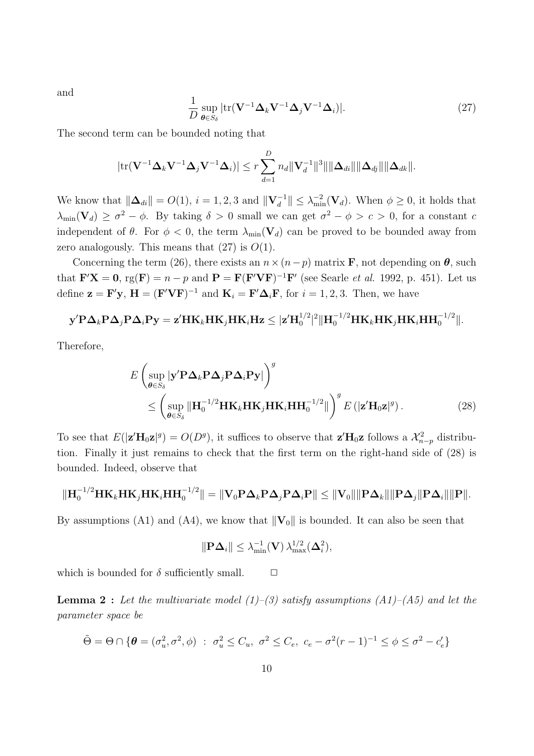and

$$\frac{1}{D} \sup_{\boldsymbol{\theta} \in S_\delta} |\mathrm{tr}(\mathbf{V}^{-1}\boldsymbol{\Delta}_k \mathbf{V}^{-1}\boldsymbol{\Delta}_j \mathbf{V}^{-1}\boldsymbol{\Delta}_i)|. \tag{27}$$

The second term can be bounded noting that

$$|\mathrm{tr}(\mathbf{V}^{-1}\boldsymbol{\Delta}_k \mathbf{V}^{-1}\boldsymbol{\Delta}_j \mathbf{V}^{-1}\boldsymbol{\Delta}_i)| \le r \sum_{d=1}^{D} n_d \|\mathbf{V}_d^{-1}\|^3 \|\boldsymbol{\Delta}_{di}\| \|\boldsymbol{\Delta}_{dj}\| \|\boldsymbol{\Delta}_{dk}\|.$$

We know that $\|\boldsymbol{\Delta}_{di}\| = O(1)$, $i = 1, 2, 3$ and $\|\mathbf{V}_d^{-1}\| \le \lambda_{\min}^{-2}(\mathbf{V}_d)$. When $\phi \ge 0$, it holds that $\lambda_{\min}(\mathbf{V}_d) \ge \sigma^2 - \phi$. By taking $\delta > 0$ small we can get $\sigma^2 - \phi > c > 0$, for a constant $c$ independent of $\theta$. For $\phi < 0$, the term $\lambda_{\min}(\mathbf{V}_d)$ can be proved to be bounded away from zero analogously. This means that (27) is $O(1)$.

Concerning the term (26), there exists an $n \times (n-p)$ matrix $\mathbf{F}$, not depending on $\boldsymbol{\theta}$, such that $\mathbf{F}'\mathbf{X} = \mathbf{0}$, $\mathrm{rg}(\mathbf{F}) = n - p$ and $\mathbf{P} = \mathbf{F}(\mathbf{F}'\mathbf{V}\mathbf{F})^{-1}\mathbf{F}'$ (see Searle *et al.* 1992, p. 451). Let us define $\mathbf{z} = \mathbf{F}'\mathbf{y}$, $\mathbf{H} = (\mathbf{F}'\mathbf{V}\mathbf{F})^{-1}$ and $\mathbf{K}_i = \mathbf{F}'\boldsymbol{\Delta}_i\mathbf{F}$, for $i = 1, 2, 3$. Then, we have

$$\mathbf{y}'\mathbf{P}\boldsymbol{\Delta}_k\mathbf{P}\boldsymbol{\Delta}_j\mathbf{P}\boldsymbol{\Delta}_i\mathbf{P}\mathbf{y} = \mathbf{z}'\mathbf{H}\mathbf{K}_k\mathbf{H}\mathbf{K}_j\mathbf{H}\mathbf{K}_i\mathbf{H}\mathbf{z} \le |\mathbf{z}'\mathbf{H}_0^{1/2}|^2 \|\mathbf{H}_0^{-1/2}\mathbf{H}\mathbf{K}_k\mathbf{H}\mathbf{K}_j\mathbf{H}\mathbf{K}_i\mathbf{H}\mathbf{H}_0^{-1/2}\|.$$

Therefore,

$$\begin{aligned} E\left(\sup_{\boldsymbol{\theta} \in S_\delta} |\mathbf{y}'\mathbf{P}\boldsymbol{\Delta}_k\mathbf{P}\boldsymbol{\Delta}_j\mathbf{P}\boldsymbol{\Delta}_i\mathbf{P}\mathbf{y}|\right)^g & \\ \le \left(\sup_{\boldsymbol{\theta} \in S_\delta} \|\mathbf{H}_0^{-1/2}\mathbf{H}\mathbf{K}_k\mathbf{H}\mathbf{K}_j\mathbf{H}\mathbf{K}_i\mathbf{H}\mathbf{H}_0^{-1/2}\|\right)^g E\left(|\mathbf{z}'\mathbf{H}_0\mathbf{z}|^g\right). & \end{aligned} \tag{28}$$

To see that $E(|\mathbf{z}'\mathbf{H}_0\mathbf{z}|^g) = O(D^g)$, it suffices to observe that $\mathbf{z}'\mathbf{H}_0\mathbf{z}$ follows a $\mathcal{X}_{n-p}^2$ distribution. Finally it just remains to check that the first term on the right-hand side of (28) is bounded. Indeed, observe that

$$\|\mathbf{H}_0^{-1/2}\mathbf{H}\mathbf{K}_k\mathbf{H}\mathbf{K}_j\mathbf{H}\mathbf{K}_i\mathbf{H}\mathbf{H}_0^{-1/2}\| = \|\mathbf{V}_0\mathbf{P}\boldsymbol{\Delta}_k\mathbf{P}\boldsymbol{\Delta}_j\mathbf{P}\boldsymbol{\Delta}_i\mathbf{P}\| \le \|\mathbf{V}_0\|\|\mathbf{P}\boldsymbol{\Delta}_k\|\|\mathbf{P}\boldsymbol{\Delta}_j\|\mathbf{P}\boldsymbol{\Delta}_i\|\|\mathbf{P}\|.$$

By assumptions (A1) and (A4), we know that $\|\mathbf{V}_0\|$ is bounded. It can also be seen that

$$\|\mathbf{P}\boldsymbol{\Delta}_i\| \le \lambda_{\min}^{-1}(\mathbf{V})\, \lambda_{\max}^{1/2}(\boldsymbol{\Delta}_i^2),$$

which is bounded for $\delta$ sufficiently small. $\square$

**Lemma 2 :** *Let the multivariate model (1)–(3) satisfy assumptions (A1)–(A5) and let the parameter space be*

$$\tilde{\Theta} = \Theta \cap \{\boldsymbol{\theta} = (\sigma_u^2, \sigma^2, \phi) \;:\; \sigma_u^2 \le C_u,\ \sigma^2 \le C_e,\ c_e - \sigma^2(r-1)^{-1} \le \phi \le \sigma^2 - c_e'\}$$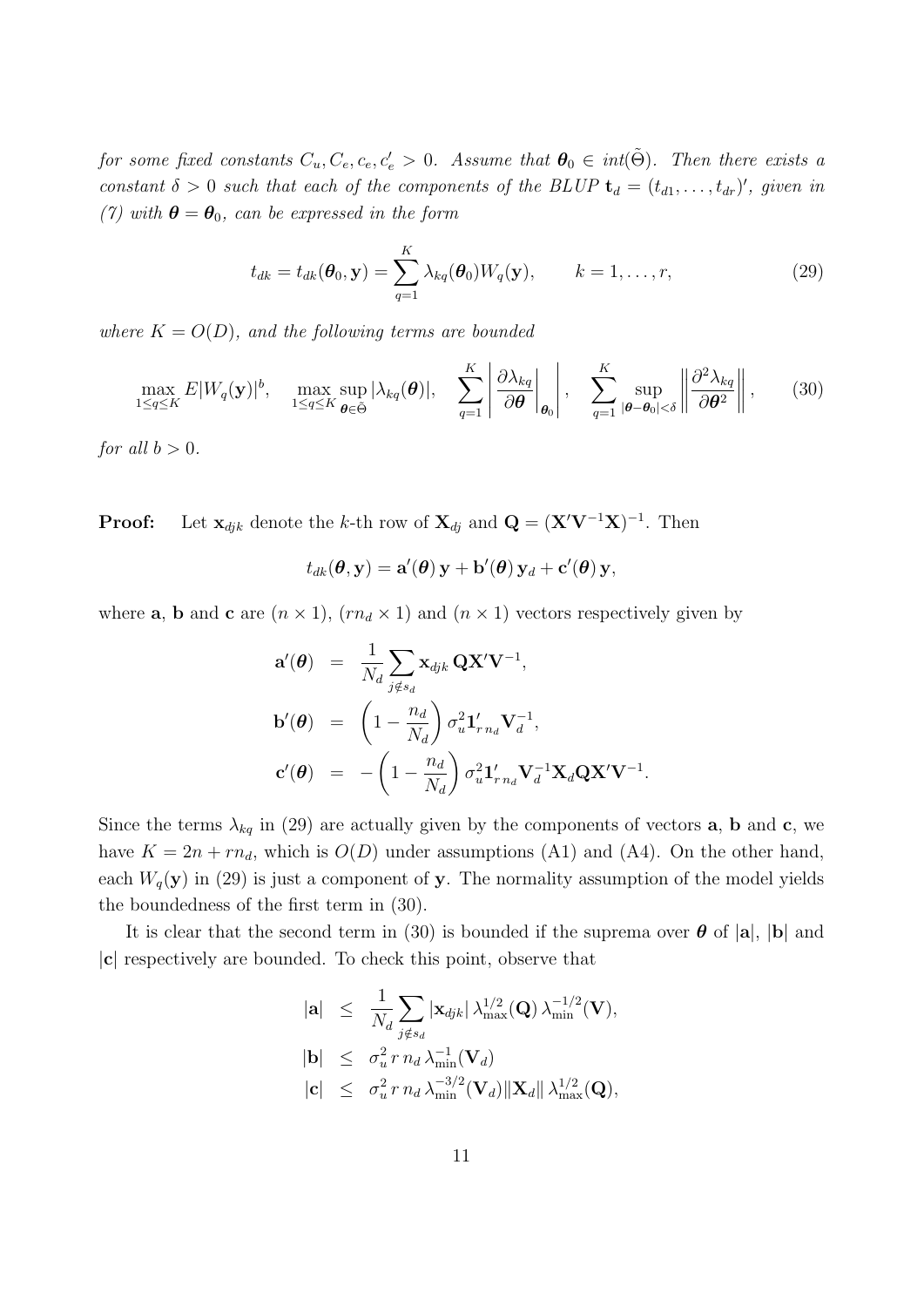*for some fixed constants $C_u, C_e, c_e, c'_e > 0$. Assume that $\boldsymbol{\theta}_0 \in int(\tilde{\Theta})$. Then there exists a constant $\delta > 0$ such that each of the components of the BLUP $\mathbf{t}_d = (t_{d1}, \ldots, t_{dr})'$, given in (7) with $\boldsymbol{\theta} = \boldsymbol{\theta}_0$, can be expressed in the form*

$$t_{dk} = t_{dk}(\boldsymbol{\theta}_0, \mathbf{y}) = \sum_{q=1}^{K} \lambda_{kq}(\boldsymbol{\theta}_0) W_q(\mathbf{y}), \qquad k = 1, \ldots, r, \tag{29}$$

*where $K = O(D)$, and the following terms are bounded*

$$\max_{1 \leq q \leq K} E|W_q(\mathbf{y})|^b, \quad \max_{1 \leq q \leq K} \sup_{\boldsymbol{\theta} \in \tilde{\Theta}} |\lambda_{kq}(\boldsymbol{\theta})|, \quad \sum_{q=1}^{K} \left| \frac{\partial \lambda_{kq}}{\partial \boldsymbol{\theta}} \bigg|_{\boldsymbol{\theta}_0} \right|, \quad \sum_{q=1}^{K} \sup_{|\boldsymbol{\theta} - \boldsymbol{\theta}_0| < \delta} \left\| \frac{\partial^2 \lambda_{kq}}{\partial \boldsymbol{\theta}^2} \right\|, \tag{30}$$

*for all $b > 0$.*

**Proof:** Let $\mathbf{x}_{djk}$ denote the $k$-th row of $\mathbf{X}_{dj}$ and $\mathbf{Q} = (\mathbf{X}'\mathbf{V}^{-1}\mathbf{X})^{-1}$. Then

$$t_{dk}(\boldsymbol{\theta}, \mathbf{y}) = \mathbf{a}'(\boldsymbol{\theta})\,\mathbf{y} + \mathbf{b}'(\boldsymbol{\theta})\,\mathbf{y}_d + \mathbf{c}'(\boldsymbol{\theta})\,\mathbf{y},$$

where $\mathbf{a}$, $\mathbf{b}$ and $\mathbf{c}$ are $(n \times 1)$, $(rn_d \times 1)$ and $(n \times 1)$ vectors respectively given by

$$\begin{aligned}
\mathbf{a}'(\boldsymbol{\theta}) &= \frac{1}{N_d} \sum_{j \notin s_d} \mathbf{x}_{djk}\, \mathbf{Q}\mathbf{X}'\mathbf{V}^{-1}, \\
\mathbf{b}'(\boldsymbol{\theta}) &= \left(1 - \frac{n_d}{N_d}\right) \sigma_u^2 \mathbf{1}'_{r\,n_d} \mathbf{V}_d^{-1}, \\
\mathbf{c}'(\boldsymbol{\theta}) &= -\left(1 - \frac{n_d}{N_d}\right) \sigma_u^2 \mathbf{1}'_{r\,n_d} \mathbf{V}_d^{-1}\mathbf{X}_d\mathbf{Q}\mathbf{X}'\mathbf{V}^{-1}.
\end{aligned}$$

Since the terms $\lambda_{kq}$ in (29) are actually given by the components of vectors $\mathbf{a}$, $\mathbf{b}$ and $\mathbf{c}$, we have $K = 2n + rn_d$, which is $O(D)$ under assumptions (A1) and (A4). On the other hand, each $W_q(\mathbf{y})$ in (29) is just a component of $\mathbf{y}$. The normality assumption of the model yields the boundedness of the first term in (30).

It is clear that the second term in (30) is bounded if the suprema over $\boldsymbol{\theta}$ of $|\mathbf{a}|$, $|\mathbf{b}|$ and $|\mathbf{c}|$ respectively are bounded. To check this point, observe that

$$\begin{aligned}
|\mathbf{a}| &\leq \frac{1}{N_d} \sum_{j \notin s_d} |\mathbf{x}_{djk}|\, \lambda_{\max}^{1/2}(\mathbf{Q})\, \lambda_{\min}^{-1/2}(\mathbf{V}), \\
|\mathbf{b}| &\leq \sigma_u^2\, r\, n_d\, \lambda_{\min}^{-1}(\mathbf{V}_d) \\
|\mathbf{c}| &\leq \sigma_u^2\, r\, n_d\, \lambda_{\min}^{-3/2}(\mathbf{V}_d) \|\mathbf{X}_d\|\, \lambda_{\max}^{1/2}(\mathbf{Q}),
\end{aligned}$$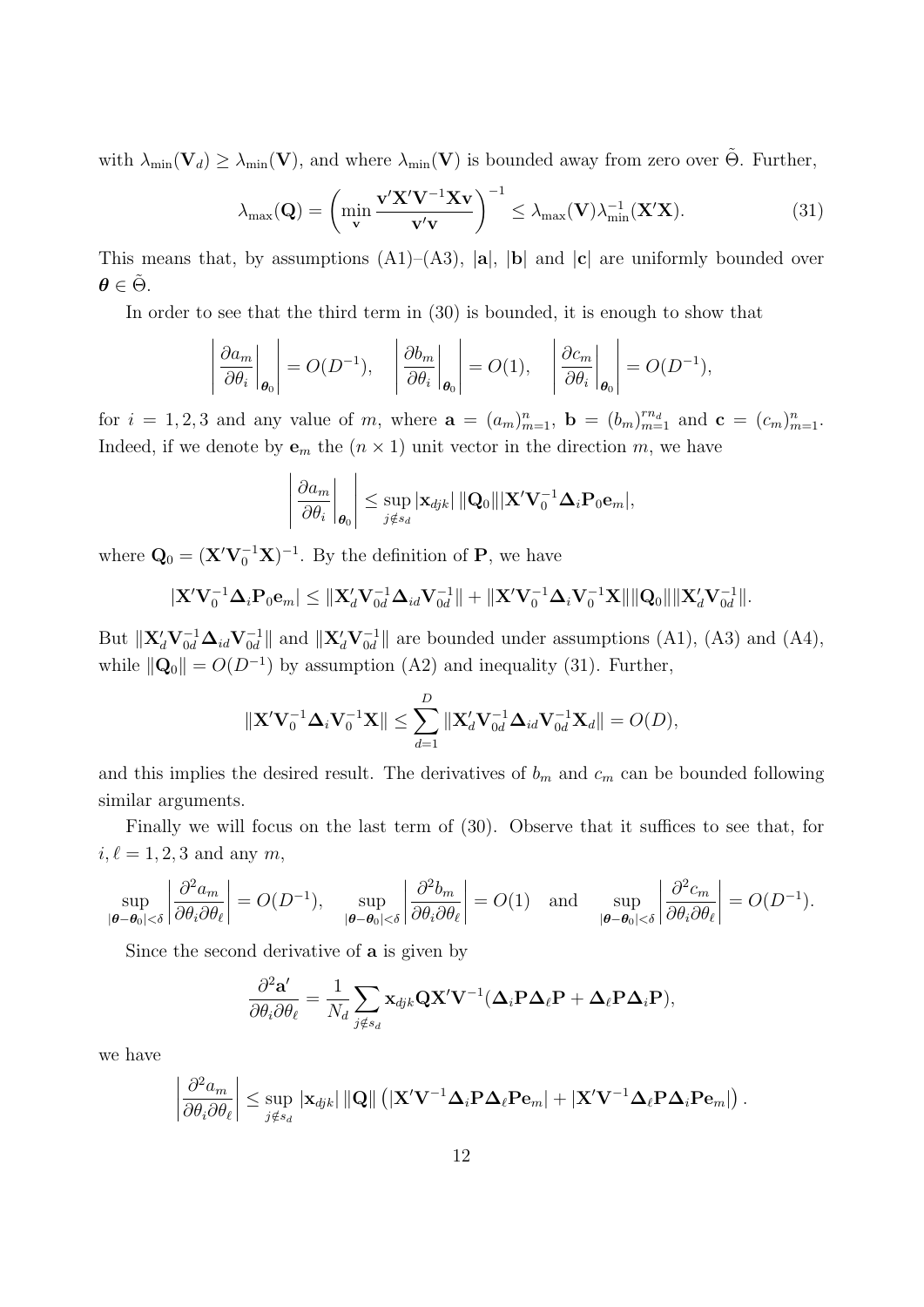with $\lambda_{\min}(\mathbf{V}_d) \geq \lambda_{\min}(\mathbf{V})$, and where $\lambda_{\min}(\mathbf{V})$ is bounded away from zero over $\tilde{\Theta}$. Further,

$$\lambda_{\max}(\mathbf{Q}) = \left( \min_{\mathbf{v}} \frac{\mathbf{v}'\mathbf{X}'\mathbf{V}^{-1}\mathbf{X}\mathbf{v}}{\mathbf{v}'\mathbf{v}} \right)^{-1} \leq \lambda_{\max}(\mathbf{V})\lambda_{\min}^{-1}(\mathbf{X}'\mathbf{X}). \tag{31}$$

This means that, by assumptions (A1)–(A3), $|\mathbf{a}|$, $|\mathbf{b}|$ and $|\mathbf{c}|$ are uniformly bounded over $\boldsymbol{\theta} \in \tilde{\Theta}$.

In order to see that the third term in (30) is bounded, it is enough to show that

$$\left| \left. \frac{\partial a_m}{\partial \theta_i} \right|_{\boldsymbol{\theta}_0} \right| = O(D^{-1}), \quad \left| \left. \frac{\partial b_m}{\partial \theta_i} \right|_{\boldsymbol{\theta}_0} \right| = O(1), \quad \left| \left. \frac{\partial c_m}{\partial \theta_i} \right|_{\boldsymbol{\theta}_0} \right| = O(D^{-1}),$$

for $i = 1, 2, 3$ and any value of $m$, where $\mathbf{a} = (a_m)_{m=1}^n$, $\mathbf{b} = (b_m)_{m=1}^{rn_d}$ and $\mathbf{c} = (c_m)_{m=1}^n$. Indeed, if we denote by $\mathbf{e}_m$ the $(n \times 1)$ unit vector in the direction $m$, we have

$$\left| \left. \frac{\partial a_m}{\partial \theta_i} \right|_{\boldsymbol{\theta}_0} \right| \leq \sup_{j \notin s_d} |\mathbf{x}_{djk}| \, \|\mathbf{Q}_0\| |\mathbf{X}'\mathbf{V}_0^{-1}\boldsymbol{\Delta}_i \mathbf{P}_0 \mathbf{e}_m|,$$

where $\mathbf{Q}_0 = (\mathbf{X}'\mathbf{V}_0^{-1}\mathbf{X})^{-1}$. By the definition of $\mathbf{P}$, we have

$$|\mathbf{X}'\mathbf{V}_0^{-1}\boldsymbol{\Delta}_i \mathbf{P}_0 \mathbf{e}_m| \leq \|\mathbf{X}_d'\mathbf{V}_{0d}^{-1}\boldsymbol{\Delta}_{id}\mathbf{V}_{0d}^{-1}\| + \|\mathbf{X}'\mathbf{V}_0^{-1}\boldsymbol{\Delta}_i\mathbf{V}_0^{-1}\mathbf{X}\| \|\mathbf{Q}_0\| \|\mathbf{X}_d'\mathbf{V}_{0d}^{-1}\|.$$

But $\|\mathbf{X}_d'\mathbf{V}_{0d}^{-1}\boldsymbol{\Delta}_{id}\mathbf{V}_{0d}^{-1}\|$ and $\|\mathbf{X}_d'\mathbf{V}_{0d}^{-1}\|$ are bounded under assumptions (A1), (A3) and (A4), while $\|\mathbf{Q}_0\| = O(D^{-1})$ by assumption (A2) and inequality (31). Further,

$$\|\mathbf{X}'\mathbf{V}_0^{-1}\boldsymbol{\Delta}_i\mathbf{V}_0^{-1}\mathbf{X}\| \leq \sum_{d=1}^{D} \|\mathbf{X}_d'\mathbf{V}_{0d}^{-1}\boldsymbol{\Delta}_{id}\mathbf{V}_{0d}^{-1}\mathbf{X}_d\| = O(D),$$

and this implies the desired result. The derivatives of $b_m$ and $c_m$ can be bounded following similar arguments.

Finally we will focus on the last term of (30). Observe that it suffices to see that, for $i, \ell = 1, 2, 3$ and any $m$,

$$\sup_{|\boldsymbol{\theta}-\boldsymbol{\theta}_0|<\delta} \left| \frac{\partial^2 a_m}{\partial \theta_i \partial \theta_\ell} \right| = O(D^{-1}), \quad \sup_{|\boldsymbol{\theta}-\boldsymbol{\theta}_0|<\delta} \left| \frac{\partial^2 b_m}{\partial \theta_i \partial \theta_\ell} \right| = O(1) \quad \text{and} \quad \sup_{|\boldsymbol{\theta}-\boldsymbol{\theta}_0|<\delta} \left| \frac{\partial^2 c_m}{\partial \theta_i \partial \theta_\ell} \right| = O(D^{-1}).$$

Since the second derivative of $\mathbf{a}$ is given by

$$\frac{\partial^2 \mathbf{a}'}{\partial \theta_i \partial \theta_\ell} = \frac{1}{N_d} \sum_{j \notin s_d} \mathbf{x}_{djk} \mathbf{Q}\mathbf{X}'\mathbf{V}^{-1}(\boldsymbol{\Delta}_i \mathbf{P} \boldsymbol{\Delta}_\ell \mathbf{P} + \boldsymbol{\Delta}_\ell \mathbf{P} \boldsymbol{\Delta}_i \mathbf{P}),$$

we have

$$\left| \frac{\partial^2 a_m}{\partial \theta_i \partial \theta_\ell} \right| \leq \sup_{j \notin s_d} |\mathbf{x}_{djk}| \, \|\mathbf{Q}\| \left( |\mathbf{X}'\mathbf{V}^{-1}\boldsymbol{\Delta}_i \mathbf{P} \boldsymbol{\Delta}_\ell \mathbf{P} \mathbf{e}_m| + |\mathbf{X}'\mathbf{V}^{-1}\boldsymbol{\Delta}_\ell \mathbf{P} \boldsymbol{\Delta}_i \mathbf{P} \mathbf{e}_m| \right).$$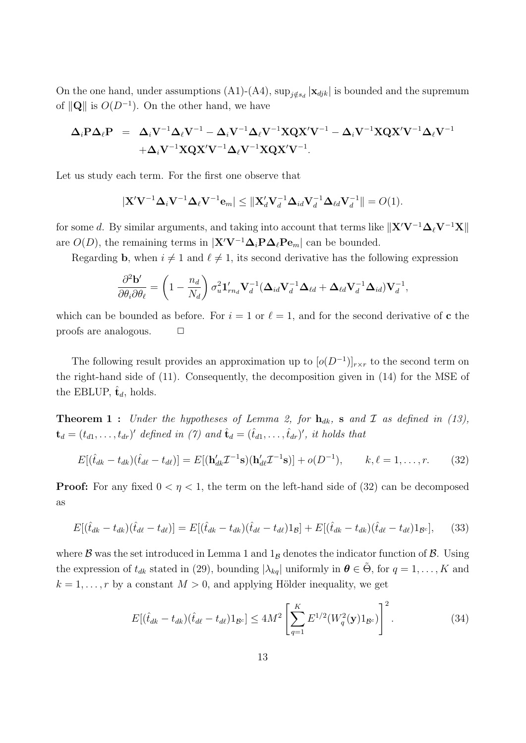On the one hand, under assumptions (A1)-(A4), $\sup_{j\notin s_d} |\mathbf{x}_{djk}|$ is bounded and the supremum of $\|\mathbf{Q}\|$ is $O(D^{-1})$. On the other hand, we have

$$
\begin{aligned}
\mathbf{\Delta}_i\mathbf{P}\mathbf{\Delta}_\ell\mathbf{P} &= \mathbf{\Delta}_i\mathbf{V}^{-1}\mathbf{\Delta}_\ell\mathbf{V}^{-1} - \mathbf{\Delta}_i\mathbf{V}^{-1}\mathbf{\Delta}_\ell\mathbf{V}^{-1}\mathbf{X}\mathbf{Q}\mathbf{X}'\mathbf{V}^{-1} - \mathbf{\Delta}_i\mathbf{V}^{-1}\mathbf{X}\mathbf{Q}\mathbf{X}'\mathbf{V}^{-1}\mathbf{\Delta}_\ell\mathbf{V}^{-1} \\
&\quad + \mathbf{\Delta}_i\mathbf{V}^{-1}\mathbf{X}\mathbf{Q}\mathbf{X}'\mathbf{V}^{-1}\mathbf{\Delta}_\ell\mathbf{V}^{-1}\mathbf{X}\mathbf{Q}\mathbf{X}'\mathbf{V}^{-1}.
\end{aligned}
$$

Let us study each term. For the first one observe that

$$
|\mathbf{X}'\mathbf{V}^{-1}\mathbf{\Delta}_i\mathbf{V}^{-1}\mathbf{\Delta}_\ell\mathbf{V}^{-1}\mathbf{e}_m| \leq \|\mathbf{X}_d'\mathbf{V}_d^{-1}\mathbf{\Delta}_{id}\mathbf{V}_d^{-1}\mathbf{\Delta}_{\ell d}\mathbf{V}_d^{-1}\| = O(1).
$$

for some $d$. By similar arguments, and taking into account that terms like $\|\mathbf{X}'\mathbf{V}^{-1}\mathbf{\Delta}_\ell\mathbf{V}^{-1}\mathbf{X}\|$ are $O(D)$, the remaining terms in $|\mathbf{X}'\mathbf{V}^{-1}\mathbf{\Delta}_i\mathbf{P}\mathbf{\Delta}_\ell\mathbf{P}\mathbf{e}_m|$ can be bounded.

Regarding $\mathbf{b}$, when $i \neq 1$ and $\ell \neq 1$, its second derivative has the following expression

$$
\frac{\partial^2 \mathbf{b}'}{\partial\theta_i\partial\theta_\ell} = \left(1 - \frac{n_d}{N_d}\right)\sigma_u^2 \mathbf{1}_{rn_d}'\mathbf{V}_d^{-1}(\mathbf{\Delta}_{id}\mathbf{V}_d^{-1}\mathbf{\Delta}_{\ell d} + \mathbf{\Delta}_{\ell d}\mathbf{V}_d^{-1}\mathbf{\Delta}_{id})\mathbf{V}_d^{-1},
$$

which can be bounded as before. For $i = 1$ or $\ell = 1$, and for the second derivative of $\mathbf{c}$ the proofs are analogous. $\square$

The following result provides an approximation up to $[o(D^{-1})]_{r\times r}$ to the second term on the right-hand side of (11). Consequently, the decomposition given in (14) for the MSE of the EBLUP, $\hat{\mathbf{t}}_d$, holds.

**Theorem 1 :** *Under the hypotheses of Lemma 2, for* $\mathbf{h}_{dk}$*,* $\mathbf{s}$ *and* $\mathcal{I}$ *as defined in (13),* $\mathbf{t}_d = (t_{d1}, \ldots, t_{dr})'$ *defined in (7) and* $\hat{\mathbf{t}}_d = (\hat{t}_{d1}, \ldots, \hat{t}_{dr})'$*, it holds that*

$$
E[(\hat{t}_{dk} - t_{dk})(\hat{t}_{d\ell} - t_{d\ell})] = E[(\mathbf{h}_{dk}'\mathcal{I}^{-1}\mathbf{s})(\mathbf{h}_{d\ell}'\mathcal{I}^{-1}\mathbf{s})] + o(D^{-1}), \qquad k, \ell = 1, \ldots, r. \tag{32}
$$

**Proof:** For any fixed $0 < \eta < 1$, the term on the left-hand side of (32) can be decomposed as

$$
E[(\hat{t}_{dk} - t_{dk})(\hat{t}_{d\ell} - t_{d\ell})] = E[(\hat{t}_{dk} - t_{dk})(\hat{t}_{d\ell} - t_{d\ell})1_{\mathcal{B}}] + E[(\hat{t}_{dk} - t_{dk})(\hat{t}_{d\ell} - t_{d\ell})1_{\mathcal{B}^c}], \tag{33}
$$

where $\mathcal{B}$ was the set introduced in Lemma 1 and $1_{\mathcal{B}}$ denotes the indicator function of $\mathcal{B}$. Using the expression of $t_{dk}$ stated in (29), bounding $|\lambda_{kq}|$ uniformly in $\boldsymbol{\theta} \in \tilde{\Theta}$, for $q = 1, \ldots, K$ and $k = 1, \ldots, r$ by a constant $M > 0$, and applying Hölder inequality, we get

$$
E[(\hat{t}_{dk} - t_{dk})(\hat{t}_{d\ell} - t_{d\ell})1_{\mathcal{B}^c}] \leq 4M^2 \left[\sum_{q=1}^{K} E^{1/2}(W_q^2(\mathbf{y})1_{\mathcal{B}^c})\right]^2. \tag{34}
$$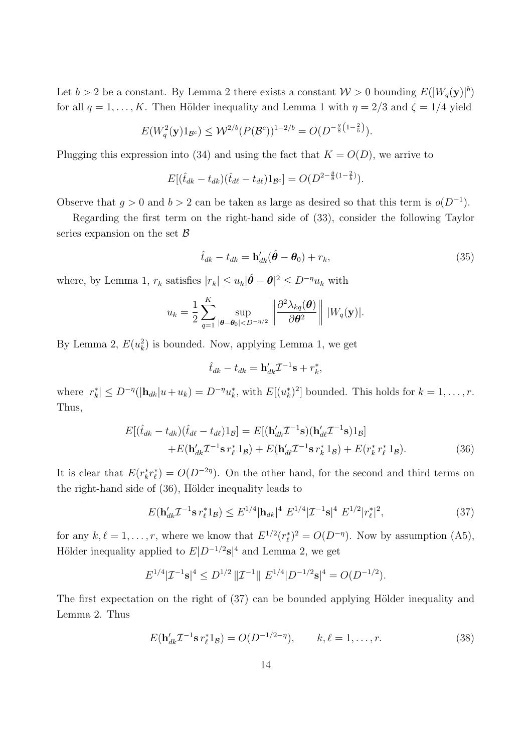Let $b > 2$ be a constant. By Lemma 2 there exists a constant $\mathcal{W} > 0$ bounding $E(|W_q(\mathbf{y})|^b)$ for all $q = 1, \ldots, K$. Then Hölder inequality and Lemma 1 with $\eta = 2/3$ and $\zeta = 1/4$ yield

$$E(W_q^2(\mathbf{y})1_{\mathcal{B}^c}) \leq \mathcal{W}^{2/b}(P(\mathcal{B}^c))^{1-2/b} = O(D^{-\frac{g}{8}\left(1-\frac{2}{b}\right)}).$$

Plugging this expression into (34) and using the fact that $K = O(D)$, we arrive to

$$E[(\hat{t}_{dk} - t_{dk})(\hat{t}_{d\ell} - t_{d\ell})1_{\mathcal{B}^c}] = O(D^{2-\frac{g}{8}(1-\frac{2}{b})}).$$

Observe that $g > 0$ and $b > 2$ can be taken as large as desired so that this term is $o(D^{-1})$.

Regarding the first term on the right-hand side of (33), consider the following Taylor series expansion on the set $\mathcal{B}$

$$\hat{t}_{dk} - t_{dk} = \mathbf{h}_{dk}'(\hat{\boldsymbol{\theta}} - \boldsymbol{\theta}_0) + r_k, \tag{35}$$

where, by Lemma 1, $r_k$ satisfies $|r_k| \leq u_k|\hat{\boldsymbol{\theta}} - \boldsymbol{\theta}|^2 \leq D^{-\eta}u_k$ with

$$u_k = \frac{1}{2}\sum_{q=1}^{K} \sup_{|\boldsymbol{\theta}-\boldsymbol{\theta}_0|<D^{-\eta/2}} \left\| \frac{\partial^2 \lambda_{kq}(\boldsymbol{\theta})}{\partial \boldsymbol{\theta}^2} \right\| |W_q(\mathbf{y})|.$$

By Lemma 2, $E(u_k^2)$ is bounded. Now, applying Lemma 1, we get

$$\hat{t}_{dk} - t_{dk} = \mathbf{h}_{dk}'\mathcal{I}^{-1}\mathbf{s} + r_k^*,$$

where $|r_k^*| \leq D^{-\eta}(|\mathbf{h}_{dk}|u + u_k) = D^{-\eta}u_k^*$, with $E[(u_k^*)^2]$ bounded. This holds for $k = 1, \ldots, r$. Thus,

$$\begin{aligned}E[(\hat{t}_{dk} - t_{dk})(\hat{t}_{d\ell} - t_{d\ell})1_{\mathcal{B}}] &= E[(\mathbf{h}_{dk}'\mathcal{I}^{-1}\mathbf{s})(\mathbf{h}_{d\ell}'\mathcal{I}^{-1}\mathbf{s})1_{\mathcal{B}}] \\ &+ E(\mathbf{h}_{dk}'\mathcal{I}^{-1}\mathbf{s}\, r_\ell^*\, 1_{\mathcal{B}}) + E(\mathbf{h}_{d\ell}'\mathcal{I}^{-1}\mathbf{s}\, r_k^*\, 1_{\mathcal{B}}) + E(r_k^*\, r_\ell^*\, 1_{\mathcal{B}}).\end{aligned} \tag{36}$$

It is clear that $E(r_k^* r_\ell^*) = O(D^{-2\eta})$. On the other hand, for the second and third terms on the right-hand side of (36), Hölder inequality leads to

$$E(\mathbf{h}_{dk}'\mathcal{I}^{-1}\mathbf{s}\, r_\ell^* 1_{\mathcal{B}}) \leq E^{1/4}|\mathbf{h}_{dk}|^4\ E^{1/4}|\mathcal{I}^{-1}\mathbf{s}|^4\ E^{1/2}|r_\ell^*|^2, \tag{37}$$

for any $k, \ell = 1, \ldots, r$, where we know that $E^{1/2}(r_\ell^*)^2 = O(D^{-\eta})$. Now by assumption (A5), Hölder inequality applied to $E|D^{-1/2}\mathbf{s}|^4$ and Lemma 2, we get

$$E^{1/4}|\mathcal{I}^{-1}\mathbf{s}|^4 \leq D^{1/2}\, \|\mathcal{I}^{-1}\|\ E^{1/4}|D^{-1/2}\mathbf{s}|^4 = O(D^{-1/2}).$$

The first expectation on the right of (37) can be bounded applying Hölder inequality and Lemma 2. Thus

$$E(\mathbf{h}_{dk}'\mathcal{I}^{-1}\mathbf{s}\, r_\ell^* 1_{\mathcal{B}}) = O(D^{-1/2-\eta}), \qquad k, \ell = 1, \ldots, r. \tag{38}$$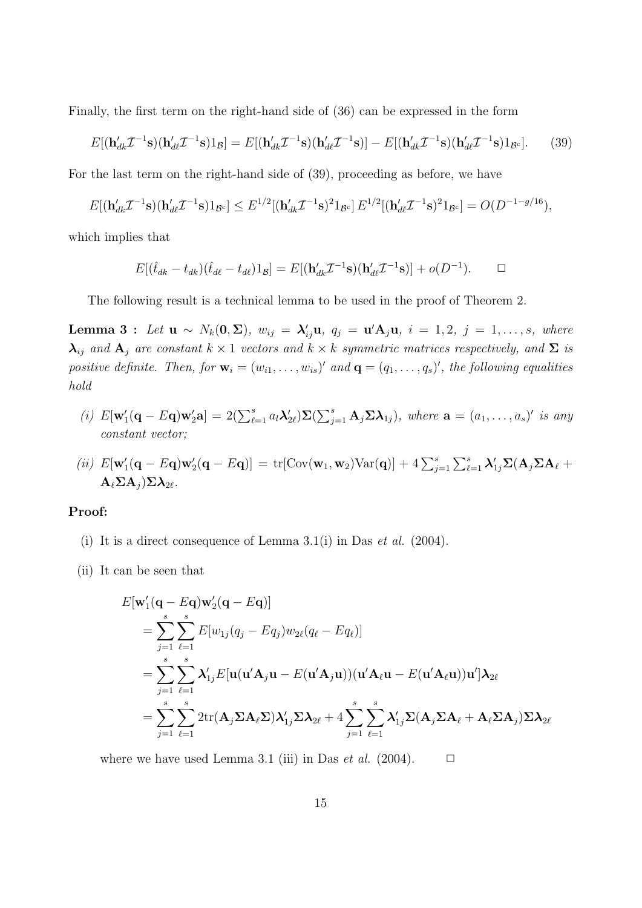Finally, the first term on the right-hand side of (36) can be expressed in the form

$$E[(\mathbf{h}'_{dk}\mathcal{I}^{-1}\mathbf{s})(\mathbf{h}'_{d\ell}\mathcal{I}^{-1}\mathbf{s})1_{\mathcal{B}}] = E[(\mathbf{h}'_{dk}\mathcal{I}^{-1}\mathbf{s})(\mathbf{h}'_{d\ell}\mathcal{I}^{-1}\mathbf{s})] - E[(\mathbf{h}'_{dk}\mathcal{I}^{-1}\mathbf{s})(\mathbf{h}'_{d\ell}\mathcal{I}^{-1}\mathbf{s})1_{\mathcal{B}^c}]. \tag{39}$$

For the last term on the right-hand side of (39), proceeding as before, we have

$$E[(\mathbf{h}'_{dk}\mathcal{I}^{-1}\mathbf{s})(\mathbf{h}'_{d\ell}\mathcal{I}^{-1}\mathbf{s})1_{\mathcal{B}^c}] \le E^{1/2}[(\mathbf{h}'_{dk}\mathcal{I}^{-1}\mathbf{s})^2 1_{\mathcal{B}^c}]\, E^{1/2}[(\mathbf{h}'_{d\ell}\mathcal{I}^{-1}\mathbf{s})^2 1_{\mathcal{B}^c}] = O(D^{-1-g/16}),$$

which implies that

$$E[(\hat{t}_{dk} - t_{dk})(\hat{t}_{d\ell} - t_{d\ell})1_{\mathcal{B}}] = E[(\mathbf{h}'_{dk}\mathcal{I}^{-1}\mathbf{s})(\mathbf{h}'_{d\ell}\mathcal{I}^{-1}\mathbf{s})] + o(D^{-1}). \qquad \square$$

The following result is a technical lemma to be used in the proof of Theorem 2.

**Lemma 3 :** *Let $\mathbf{u} \sim N_k(\mathbf{0}, \mathbf{\Sigma})$, $w_{ij} = \boldsymbol{\lambda}'_{ij}\mathbf{u}$, $q_j = \mathbf{u}'\mathbf{A}_j\mathbf{u}$, $i = 1, 2$, $j = 1, \ldots, s$, where $\boldsymbol{\lambda}_{ij}$ and $\mathbf{A}_j$ are constant $k \times 1$ vectors and $k \times k$ symmetric matrices respectively, and $\mathbf{\Sigma}$ is positive definite. Then, for $\mathbf{w}_i = (w_{i1}, \ldots, w_{is})'$ and $\mathbf{q} = (q_1, \ldots, q_s)'$, the following equalities hold*

- *(i)* $E[\mathbf{w}'_1(\mathbf{q} - E\mathbf{q})\mathbf{w}'_2\mathbf{a}] = 2(\sum_{\ell=1}^s a_l\boldsymbol{\lambda}'_{2\ell})\mathbf{\Sigma}(\sum_{j=1}^s \mathbf{A}_j\mathbf{\Sigma}\boldsymbol{\lambda}_{1j})$, *where $\mathbf{a} = (a_1, \ldots, a_s)'$ is any constant vector;*
- *(ii)* $E[\mathbf{w}'_1(\mathbf{q} - E\mathbf{q})\mathbf{w}'_2(\mathbf{q} - E\mathbf{q})] = \text{tr}[\text{Cov}(\mathbf{w}_1, \mathbf{w}_2)\text{Var}(\mathbf{q})] + 4\sum_{j=1}^s\sum_{\ell=1}^s \boldsymbol{\lambda}'_{1j}\mathbf{\Sigma}(\mathbf{A}_j\mathbf{\Sigma}\mathbf{A}_\ell + \mathbf{A}_\ell\mathbf{\Sigma}\mathbf{A}_j)\mathbf{\Sigma}\boldsymbol{\lambda}_{2\ell}$.

**Proof:**

(i) It is a direct consequence of Lemma 3.1(i) in Das *et al.* (2004).

(ii) It can be seen that

$$\begin{aligned}
&E[\mathbf{w}'_1(\mathbf{q} - E\mathbf{q})\mathbf{w}'_2(\mathbf{q} - E\mathbf{q})] \\
&= \sum_{j=1}^s\sum_{\ell=1}^s E[w_{1j}(q_j - Eq_j)w_{2\ell}(q_\ell - Eq_\ell)] \\
&= \sum_{j=1}^s\sum_{\ell=1}^s \boldsymbol{\lambda}'_{1j}E[\mathbf{u}(\mathbf{u}'\mathbf{A}_j\mathbf{u} - E(\mathbf{u}'\mathbf{A}_j\mathbf{u}))(\mathbf{u}'\mathbf{A}_\ell\mathbf{u} - E(\mathbf{u}'\mathbf{A}_\ell\mathbf{u}))\mathbf{u}']\boldsymbol{\lambda}_{2\ell} \\
&= \sum_{j=1}^s\sum_{\ell=1}^s 2\text{tr}(\mathbf{A}_j\mathbf{\Sigma}\mathbf{A}_\ell\mathbf{\Sigma})\boldsymbol{\lambda}'_{1j}\mathbf{\Sigma}\boldsymbol{\lambda}_{2\ell} + 4\sum_{j=1}^s\sum_{\ell=1}^s \boldsymbol{\lambda}'_{1j}\mathbf{\Sigma}(\mathbf{A}_j\mathbf{\Sigma}\mathbf{A}_\ell + \mathbf{A}_\ell\mathbf{\Sigma}\mathbf{A}_j)\mathbf{\Sigma}\boldsymbol{\lambda}_{2\ell}
\end{aligned}$$

where we have used Lemma 3.1 (iii) in Das *et al.* (2004). $\square$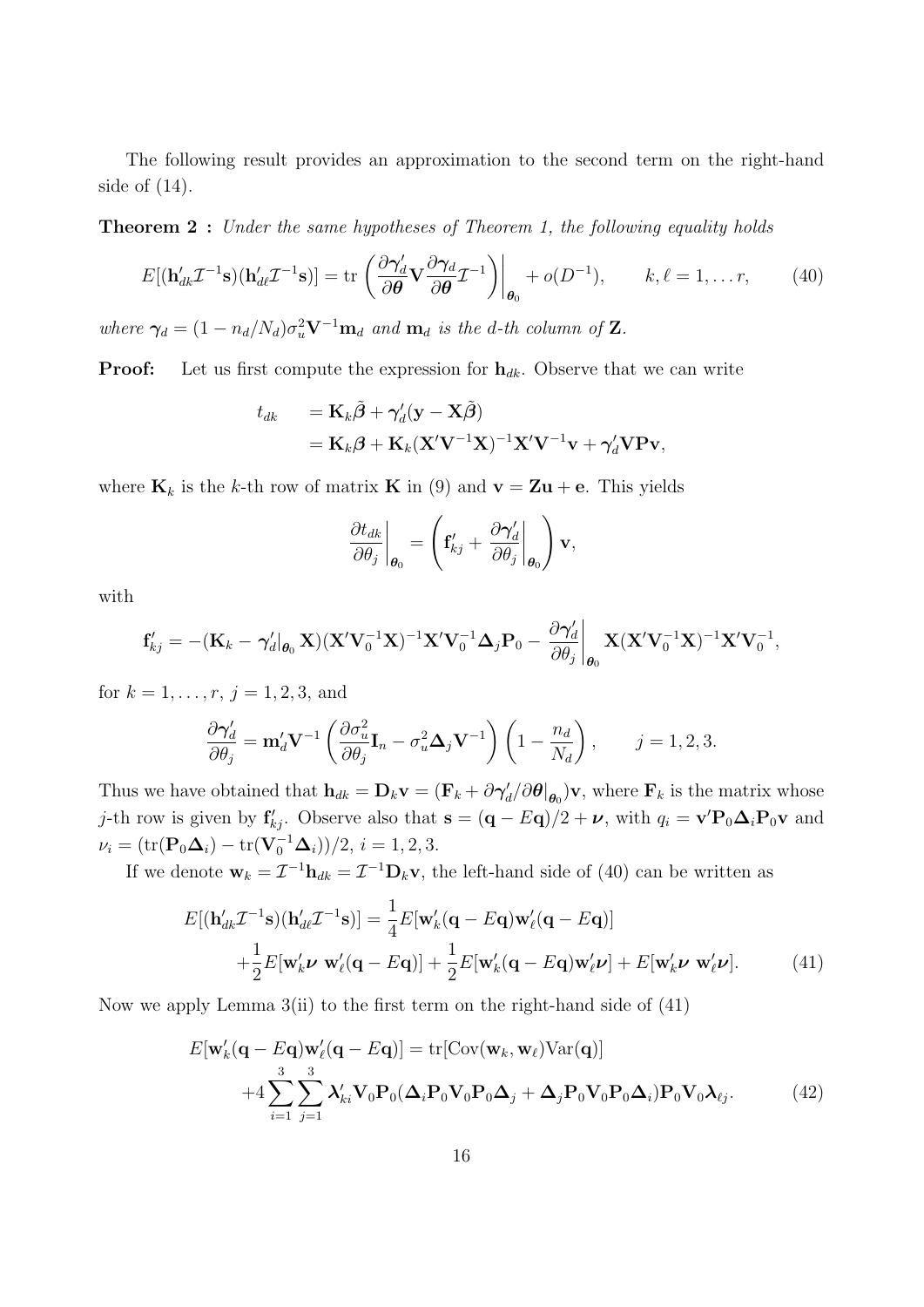The following result provides an approximation to the second term on the right-hand side of (14).

**Theorem 2 :** *Under the same hypotheses of Theorem 1, the following equality holds*

$$E[(\mathbf{h}'_{dk}\mathcal{I}^{-1}\mathbf{s})(\mathbf{h}'_{d\ell}\mathcal{I}^{-1}\mathbf{s})] = \operatorname{tr}\left(\frac{\partial \boldsymbol{\gamma}'_d}{\partial \boldsymbol{\theta}}\mathbf{V}\frac{\partial \boldsymbol{\gamma}_d}{\partial \boldsymbol{\theta}}\mathcal{I}^{-1}\right)\bigg|_{\boldsymbol{\theta}_0} + o(D^{-1}), \qquad k,\ell = 1,\dots r, \tag{40}$$

*where* $\boldsymbol{\gamma}_d = (1 - n_d/N_d)\sigma_u^2\mathbf{V}^{-1}\mathbf{m}_d$ *and* $\mathbf{m}_d$ *is the d-th column of* $\mathbf{Z}$.

**Proof:** Let us first compute the expression for $\mathbf{h}_{dk}$. Observe that we can write

$$\begin{aligned}
t_{dk} &= \mathbf{K}_k\tilde{\boldsymbol{\beta}} + \boldsymbol{\gamma}'_d(\mathbf{y} - \mathbf{X}\tilde{\boldsymbol{\beta}}) \\
&= \mathbf{K}_k\boldsymbol{\beta} + \mathbf{K}_k(\mathbf{X}'\mathbf{V}^{-1}\mathbf{X})^{-1}\mathbf{X}'\mathbf{V}^{-1}\mathbf{v} + \boldsymbol{\gamma}'_d\mathbf{V}\mathbf{P}\mathbf{v},
\end{aligned}$$

where $\mathbf{K}_k$ is the $k$-th row of matrix $\mathbf{K}$ in (9) and $\mathbf{v} = \mathbf{Z}\mathbf{u} + \mathbf{e}$. This yields

$$\frac{\partial t_{dk}}{\partial \theta_j}\bigg|_{\boldsymbol{\theta}_0} = \left(\mathbf{f}'_{kj} + \frac{\partial \boldsymbol{\gamma}'_d}{\partial \theta_j}\bigg|_{\boldsymbol{\theta}_0}\right)\mathbf{v},$$

with

$$\mathbf{f}'_{kj} = -(\mathbf{K}_k - \boldsymbol{\gamma}'_d|_{\boldsymbol{\theta}_0}\mathbf{X})(\mathbf{X}'\mathbf{V}_0^{-1}\mathbf{X})^{-1}\mathbf{X}'\mathbf{V}_0^{-1}\boldsymbol{\Delta}_j\mathbf{P}_0 - \frac{\partial \boldsymbol{\gamma}'_d}{\partial \theta_j}\bigg|_{\boldsymbol{\theta}_0}\mathbf{X}(\mathbf{X}'\mathbf{V}_0^{-1}\mathbf{X})^{-1}\mathbf{X}'\mathbf{V}_0^{-1},$$

for $k = 1, \dots, r$, $j = 1, 2, 3$, and

$$\frac{\partial \boldsymbol{\gamma}'_d}{\partial \theta_j} = \mathbf{m}'_d\mathbf{V}^{-1}\left(\frac{\partial \sigma_u^2}{\partial \theta_j}\mathbf{I}_n - \sigma_u^2\boldsymbol{\Delta}_j\mathbf{V}^{-1}\right)\left(1 - \frac{n_d}{N_d}\right), \qquad j = 1, 2, 3.$$

Thus we have obtained that $\mathbf{h}_{dk} = \mathbf{D}_k\mathbf{v} = (\mathbf{F}_k + \partial\boldsymbol{\gamma}'_d/\partial\boldsymbol{\theta}|_{\boldsymbol{\theta}_0})\mathbf{v}$, where $\mathbf{F}_k$ is the matrix whose $j$-th row is given by $\mathbf{f}'_{kj}$. Observe also that $\mathbf{s} = (\mathbf{q} - E\mathbf{q})/2 + \boldsymbol{\nu}$, with $q_i = \mathbf{v}'\mathbf{P}_0\boldsymbol{\Delta}_i\mathbf{P}_0\mathbf{v}$ and $\nu_i = (\operatorname{tr}(\mathbf{P}_0\boldsymbol{\Delta}_i) - \operatorname{tr}(\mathbf{V}_0^{-1}\boldsymbol{\Delta}_i))/2$, $i = 1, 2, 3$.

If we denote $\mathbf{w}_k = \mathcal{I}^{-1}\mathbf{h}_{dk} = \mathcal{I}^{-1}\mathbf{D}_k\mathbf{v}$, the left-hand side of (40) can be written as

$$\begin{aligned}
E[(\mathbf{h}'_{dk}\mathcal{I}^{-1}\mathbf{s})(\mathbf{h}'_{d\ell}\mathcal{I}^{-1}\mathbf{s})] &= \frac{1}{4}E[\mathbf{w}'_k(\mathbf{q} - E\mathbf{q})\mathbf{w}'_\ell(\mathbf{q} - E\mathbf{q})] \\
&+ \frac{1}{2}E[\mathbf{w}'_k\boldsymbol{\nu}\ \mathbf{w}'_\ell(\mathbf{q} - E\mathbf{q})] + \frac{1}{2}E[\mathbf{w}'_k(\mathbf{q} - E\mathbf{q})\mathbf{w}'_\ell\boldsymbol{\nu}] + E[\mathbf{w}'_k\boldsymbol{\nu}\ \mathbf{w}'_\ell\boldsymbol{\nu}].
\end{aligned} \tag{41}$$

Now we apply Lemma 3(ii) to the first term on the right-hand side of (41)

$$\begin{aligned}
E[\mathbf{w}'_k(\mathbf{q} - E\mathbf{q})\mathbf{w}'_\ell(\mathbf{q} - E\mathbf{q})] &= \operatorname{tr}[\operatorname{Cov}(\mathbf{w}_k, \mathbf{w}_\ell)\operatorname{Var}(\mathbf{q})] \\
&+ 4\sum_{i=1}^{3}\sum_{j=1}^{3}\boldsymbol{\lambda}'_{ki}\mathbf{V}_0\mathbf{P}_0(\boldsymbol{\Delta}_i\mathbf{P}_0\mathbf{V}_0\mathbf{P}_0\boldsymbol{\Delta}_j + \boldsymbol{\Delta}_j\mathbf{P}_0\mathbf{V}_0\mathbf{P}_0\boldsymbol{\Delta}_i)\mathbf{P}_0\mathbf{V}_0\boldsymbol{\lambda}_{\ell j}.
\end{aligned} \tag{42}$$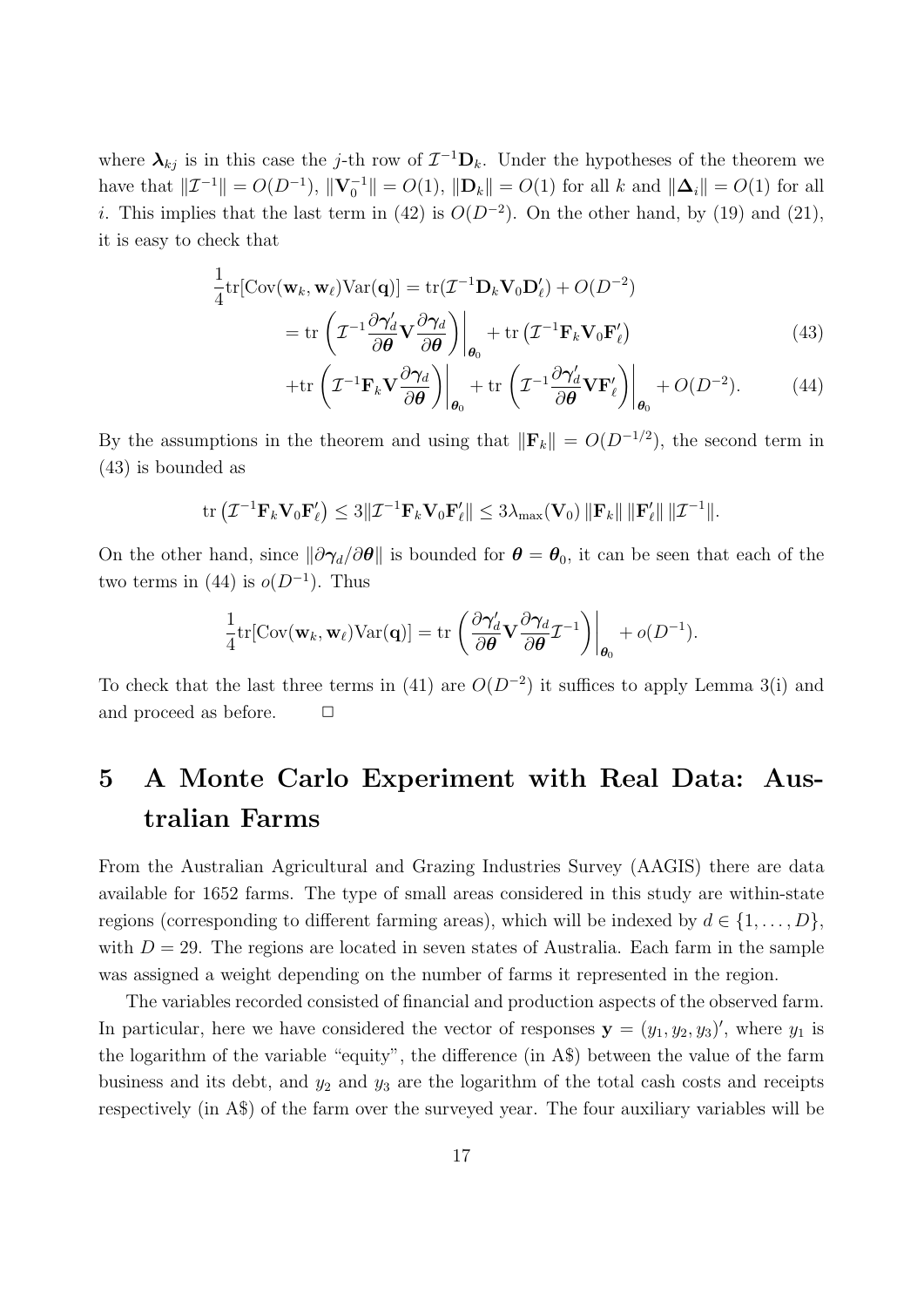where $\boldsymbol{\lambda}_{kj}$ is in this case the $j$-th row of $\mathcal{I}^{-1}\mathbf{D}_k$. Under the hypotheses of the theorem we have that $\|\mathcal{I}^{-1}\| = O(D^{-1})$, $\|\mathbf{V}_0^{-1}\| = O(1)$, $\|\mathbf{D}_k\| = O(1)$ for all $k$ and $\|\boldsymbol{\Delta}_i\| = O(1)$ for all $i$. This implies that the last term in (42) is $O(D^{-2})$. On the other hand, by (19) and (21), it is easy to check that

$$
\begin{aligned}
\frac{1}{4}\mathrm{tr}[\mathrm{Cov}(\mathbf{w}_k, \mathbf{w}_\ell)\mathrm{Var}(\mathbf{q})] &= \mathrm{tr}(\mathcal{I}^{-1}\mathbf{D}_k\mathbf{V}_0\mathbf{D}_\ell') + O(D^{-2}) \\
&= \mathrm{tr}\left(\mathcal{I}^{-1}\frac{\partial \boldsymbol{\gamma}_d'}{\partial \boldsymbol{\theta}}\mathbf{V}\frac{\partial \boldsymbol{\gamma}_d}{\partial \boldsymbol{\theta}}\right)\bigg|_{\boldsymbol{\theta}_0} + \mathrm{tr}\left(\mathcal{I}^{-1}\mathbf{F}_k\mathbf{V}_0\mathbf{F}_\ell'\right) \qquad (43)\\
&+\mathrm{tr}\left(\mathcal{I}^{-1}\mathbf{F}_k\mathbf{V}\frac{\partial \boldsymbol{\gamma}_d}{\partial \boldsymbol{\theta}}\right)\bigg|_{\boldsymbol{\theta}_0} + \mathrm{tr}\left(\mathcal{I}^{-1}\frac{\partial \boldsymbol{\gamma}_d'}{\partial \boldsymbol{\theta}}\mathbf{V}\mathbf{F}_\ell'\right)\bigg|_{\boldsymbol{\theta}_0} + O(D^{-2}). \qquad (44)
\end{aligned}
$$

By the assumptions in the theorem and using that $\|\mathbf{F}_k\| = O(D^{-1/2})$, the second term in (43) is bounded as

$$
\mathrm{tr}\left(\mathcal{I}^{-1}\mathbf{F}_k\mathbf{V}_0\mathbf{F}_\ell'\right) \leq 3\|\mathcal{I}^{-1}\mathbf{F}_k\mathbf{V}_0\mathbf{F}_\ell'\| \leq 3\lambda_{\max}(\mathbf{V}_0)\,\|\mathbf{F}_k\|\,\|\mathbf{F}_\ell'\|\,\|\mathcal{I}^{-1}\|.
$$

On the other hand, since $\|\partial\boldsymbol{\gamma}_d/\partial\boldsymbol{\theta}\|$ is bounded for $\boldsymbol{\theta} = \boldsymbol{\theta}_0$, it can be seen that each of the two terms in (44) is $o(D^{-1})$. Thus

$$
\frac{1}{4}\mathrm{tr}[\mathrm{Cov}(\mathbf{w}_k, \mathbf{w}_\ell)\mathrm{Var}(\mathbf{q})] = \mathrm{tr}\left(\frac{\partial \boldsymbol{\gamma}_d'}{\partial \boldsymbol{\theta}}\mathbf{V}\frac{\partial \boldsymbol{\gamma}_d}{\partial \boldsymbol{\theta}}\mathcal{I}^{-1}\right)\bigg|_{\boldsymbol{\theta}_0} + o(D^{-1}).
$$

To check that the last three terms in (41) are $O(D^{-2})$ it suffices to apply Lemma 3(i) and and proceed as before. $\square$

# 5 A Monte Carlo Experiment with Real Data: Australian Farms

From the Australian Agricultural and Grazing Industries Survey (AAGIS) there are data available for 1652 farms. The type of small areas considered in this study are within-state regions (corresponding to different farming areas), which will be indexed by $d \in \{1, \ldots, D\}$, with $D = 29$. The regions are located in seven states of Australia. Each farm in the sample was assigned a weight depending on the number of farms it represented in the region.

The variables recorded consisted of financial and production aspects of the observed farm. In particular, here we have considered the vector of responses $\mathbf{y} = (y_1, y_2, y_3)'$, where $y_1$ is the logarithm of the variable "equity", the difference (in A\$) between the value of the farm business and its debt, and $y_2$ and $y_3$ are the logarithm of the total cash costs and receipts respectively (in A\$) of the farm over the surveyed year. The four auxiliary variables will be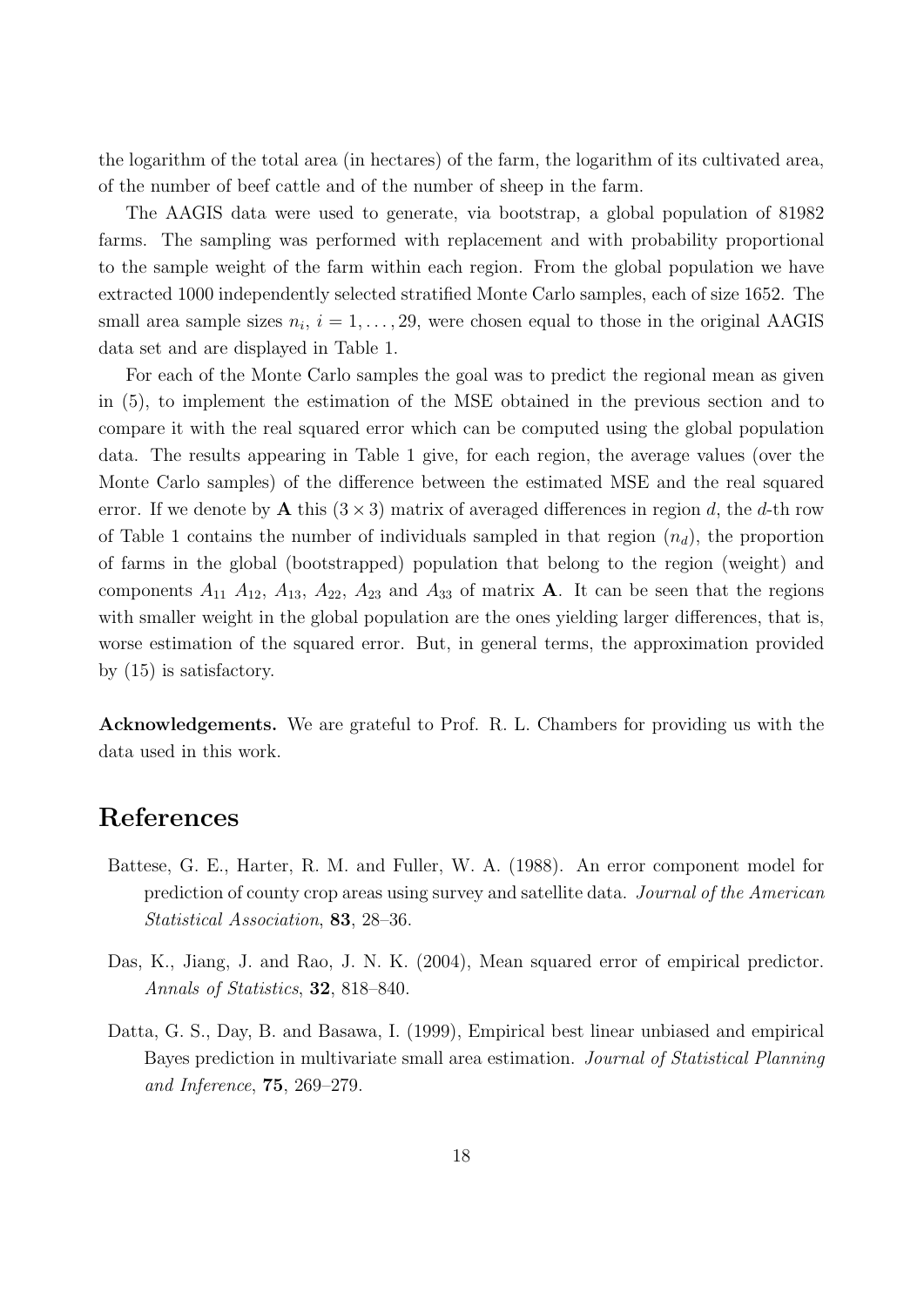the logarithm of the total area (in hectares) of the farm, the logarithm of its cultivated area, of the number of beef cattle and of the number of sheep in the farm.

The AAGIS data were used to generate, via bootstrap, a global population of 81982 farms. The sampling was performed with replacement and with probability proportional to the sample weight of the farm within each region. From the global population we have extracted 1000 independently selected stratified Monte Carlo samples, each of size 1652. The small area sample sizes $n_i$, $i = 1, \ldots, 29$, were chosen equal to those in the original AAGIS data set and are displayed in Table 1.

For each of the Monte Carlo samples the goal was to predict the regional mean as given in (5), to implement the estimation of the MSE obtained in the previous section and to compare it with the real squared error which can be computed using the global population data. The results appearing in Table 1 give, for each region, the average values (over the Monte Carlo samples) of the difference between the estimated MSE and the real squared error. If we denote by $\mathbf{A}$ this $(3 \times 3)$ matrix of averaged differences in region $d$, the $d$-th row of Table 1 contains the number of individuals sampled in that region ($n_d$), the proportion of farms in the global (bootstrapped) population that belong to the region (weight) and components $A_{11}$ $A_{12}$, $A_{13}$, $A_{22}$, $A_{23}$ and $A_{33}$ of matrix $\mathbf{A}$. It can be seen that the regions with smaller weight in the global population are the ones yielding larger differences, that is, worse estimation of the squared error. But, in general terms, the approximation provided by (15) is satisfactory.

**Acknowledgements.** We are grateful to Prof. R. L. Chambers for providing us with the data used in this work.

# References

Battese, G. E., Harter, R. M. and Fuller, W. A. (1988). An error component model for prediction of county crop areas using survey and satellite data. *Journal of the American Statistical Association*, **83**, 28–36.

Das, K., Jiang, J. and Rao, J. N. K. (2004), Mean squared error of empirical predictor. *Annals of Statistics*, **32**, 818–840.

Datta, G. S., Day, B. and Basawa, I. (1999), Empirical best linear unbiased and empirical Bayes prediction in multivariate small area estimation. *Journal of Statistical Planning and Inference*, **75**, 269–279.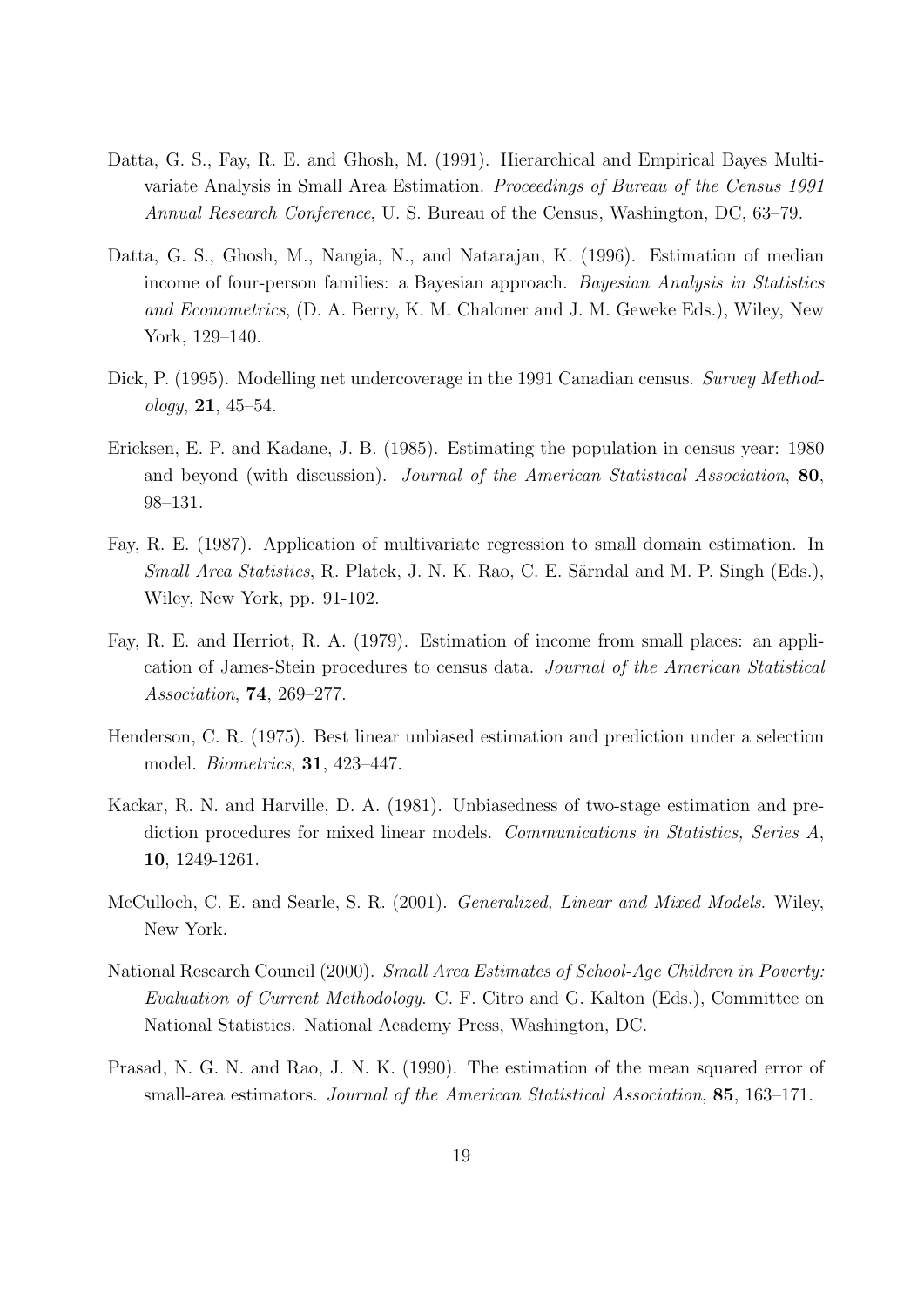Datta, G. S., Fay, R. E. and Ghosh, M. (1991). Hierarchical and Empirical Bayes Multivariate Analysis in Small Area Estimation. *Proceedings of Bureau of the Census 1991 Annual Research Conference*, U. S. Bureau of the Census, Washington, DC, 63–79.

Datta, G. S., Ghosh, M., Nangia, N., and Natarajan, K. (1996). Estimation of median income of four-person families: a Bayesian approach. *Bayesian Analysis in Statistics and Econometrics*, (D. A. Berry, K. M. Chaloner and J. M. Geweke Eds.), Wiley, New York, 129–140.

Dick, P. (1995). Modelling net undercoverage in the 1991 Canadian census. *Survey Methodology*, **21**, 45–54.

Ericksen, E. P. and Kadane, J. B. (1985). Estimating the population in census year: 1980 and beyond (with discussion). *Journal of the American Statistical Association*, **80**, 98–131.

Fay, R. E. (1987). Application of multivariate regression to small domain estimation. In *Small Area Statistics*, R. Platek, J. N. K. Rao, C. E. Särndal and M. P. Singh (Eds.), Wiley, New York, pp. 91-102.

Fay, R. E. and Herriot, R. A. (1979). Estimation of income from small places: an application of James-Stein procedures to census data. *Journal of the American Statistical Association*, **74**, 269–277.

Henderson, C. R. (1975). Best linear unbiased estimation and prediction under a selection model. *Biometrics*, **31**, 423–447.

Kackar, R. N. and Harville, D. A. (1981). Unbiasedness of two-stage estimation and prediction procedures for mixed linear models. *Communications in Statistics, Series A*, **10**, 1249-1261.

McCulloch, C. E. and Searle, S. R. (2001). *Generalized, Linear and Mixed Models*. Wiley, New York.

National Research Council (2000). *Small Area Estimates of School-Age Children in Poverty: Evaluation of Current Methodology.* C. F. Citro and G. Kalton (Eds.), Committee on National Statistics. National Academy Press, Washington, DC.

Prasad, N. G. N. and Rao, J. N. K. (1990). The estimation of the mean squared error of small-area estimators. *Journal of the American Statistical Association*, **85**, 163–171.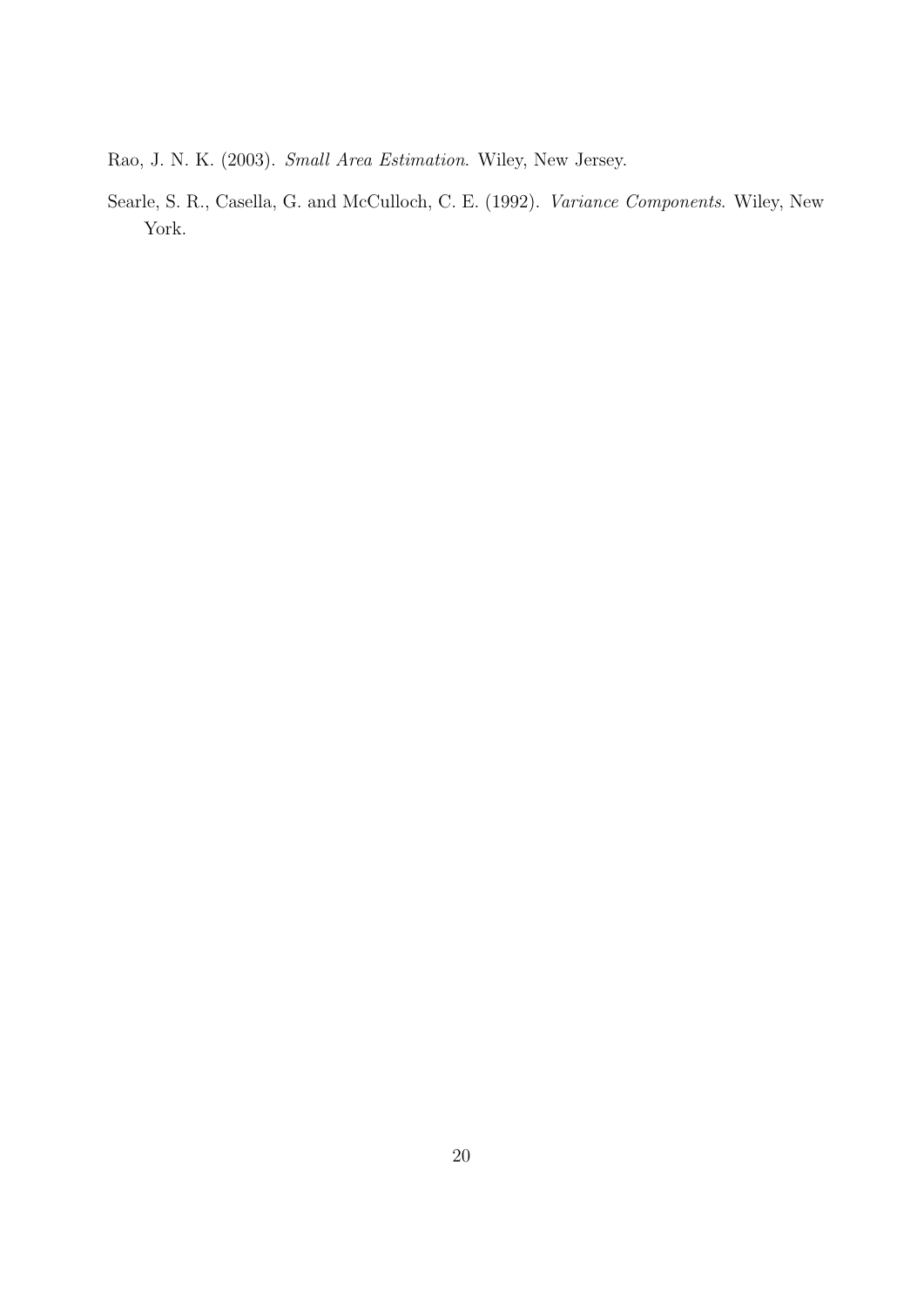Rao, J. N. K. (2003). *Small Area Estimation*. Wiley, New Jersey.

Searle, S. R., Casella, G. and McCulloch, C. E. (1992). *Variance Components*. Wiley, New York.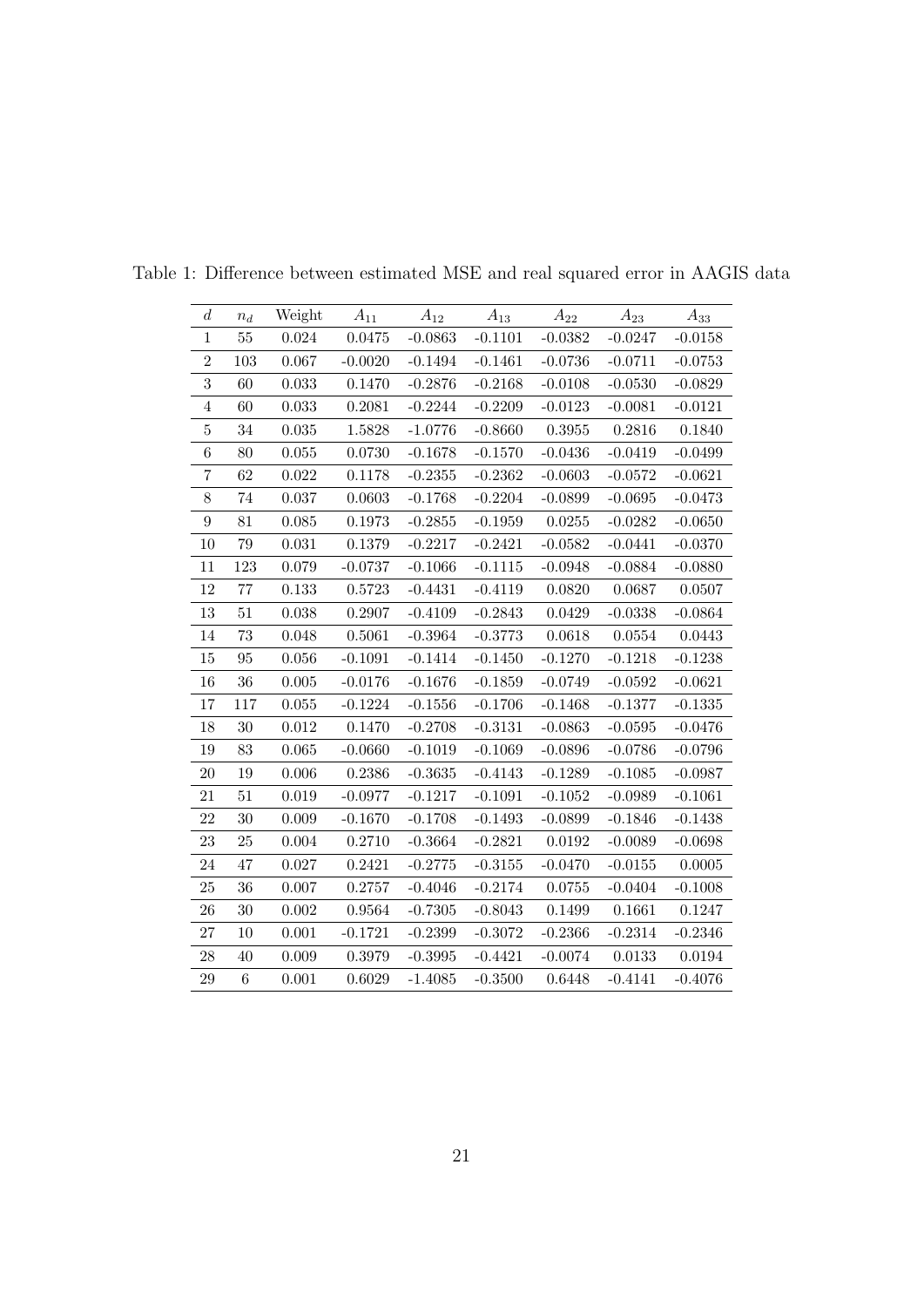Table 1: Difference between estimated MSE and real squared error in AAGIS data

| $d$ | $n_d$ | Weight | $A_{11}$ | $A_{12}$ | $A_{13}$ | $A_{22}$ | $A_{23}$ | $A_{33}$ |
|---|---|---|---|---|---|---|---|---|
| 1 | 55 | 0.024 | 0.0475 | -0.0863 | -0.1101 | -0.0382 | -0.0247 | -0.0158 |
| 2 | 103 | 0.067 | -0.0020 | -0.1494 | -0.1461 | -0.0736 | -0.0711 | -0.0753 |
| 3 | 60 | 0.033 | 0.1470 | -0.2876 | -0.2168 | -0.0108 | -0.0530 | -0.0829 |
| 4 | 60 | 0.033 | 0.2081 | -0.2244 | -0.2209 | -0.0123 | -0.0081 | -0.0121 |
| 5 | 34 | 0.035 | 1.5828 | -1.0776 | -0.8660 | 0.3955 | 0.2816 | 0.1840 |
| 6 | 80 | 0.055 | 0.0730 | -0.1678 | -0.1570 | -0.0436 | -0.0419 | -0.0499 |
| 7 | 62 | 0.022 | 0.1178 | -0.2355 | -0.2362 | -0.0603 | -0.0572 | -0.0621 |
| 8 | 74 | 0.037 | 0.0603 | -0.1768 | -0.2204 | -0.0899 | -0.0695 | -0.0473 |
| 9 | 81 | 0.085 | 0.1973 | -0.2855 | -0.1959 | 0.0255 | -0.0282 | -0.0650 |
| 10 | 79 | 0.031 | 0.1379 | -0.2217 | -0.2421 | -0.0582 | -0.0441 | -0.0370 |
| 11 | 123 | 0.079 | -0.0737 | -0.1066 | -0.1115 | -0.0948 | -0.0884 | -0.0880 |
| 12 | 77 | 0.133 | 0.5723 | -0.4431 | -0.4119 | 0.0820 | 0.0687 | 0.0507 |
| 13 | 51 | 0.038 | 0.2907 | -0.4109 | -0.2843 | 0.0429 | -0.0338 | -0.0864 |
| 14 | 73 | 0.048 | 0.5061 | -0.3964 | -0.3773 | 0.0618 | 0.0554 | 0.0443 |
| 15 | 95 | 0.056 | -0.1091 | -0.1414 | -0.1450 | -0.1270 | -0.1218 | -0.1238 |
| 16 | 36 | 0.005 | -0.0176 | -0.1676 | -0.1859 | -0.0749 | -0.0592 | -0.0621 |
| 17 | 117 | 0.055 | -0.1224 | -0.1556 | -0.1706 | -0.1468 | -0.1377 | -0.1335 |
| 18 | 30 | 0.012 | 0.1470 | -0.2708 | -0.3131 | -0.0863 | -0.0595 | -0.0476 |
| 19 | 83 | 0.065 | -0.0660 | -0.1019 | -0.1069 | -0.0896 | -0.0786 | -0.0796 |
| 20 | 19 | 0.006 | 0.2386 | -0.3635 | -0.4143 | -0.1289 | -0.1085 | -0.0987 |
| 21 | 51 | 0.019 | -0.0977 | -0.1217 | -0.1091 | -0.1052 | -0.0989 | -0.1061 |
| 22 | 30 | 0.009 | -0.1670 | -0.1708 | -0.1493 | -0.0899 | -0.1846 | -0.1438 |
| 23 | 25 | 0.004 | 0.2710 | -0.3664 | -0.2821 | 0.0192 | -0.0089 | -0.0698 |
| 24 | 47 | 0.027 | 0.2421 | -0.2775 | -0.3155 | -0.0470 | -0.0155 | 0.0005 |
| 25 | 36 | 0.007 | 0.2757 | -0.4046 | -0.2174 | 0.0755 | -0.0404 | -0.1008 |
| 26 | 30 | 0.002 | 0.9564 | -0.7305 | -0.8043 | 0.1499 | 0.1661 | 0.1247 |
| 27 | 10 | 0.001 | -0.1721 | -0.2399 | -0.3072 | -0.2366 | -0.2314 | -0.2346 |
| 28 | 40 | 0.009 | 0.3979 | -0.3995 | -0.4421 | -0.0074 | 0.0133 | 0.0194 |
| 29 | 6 | 0.001 | 0.6029 | -1.4085 | -0.3500 | 0.6448 | -0.4141 | -0.4076 |